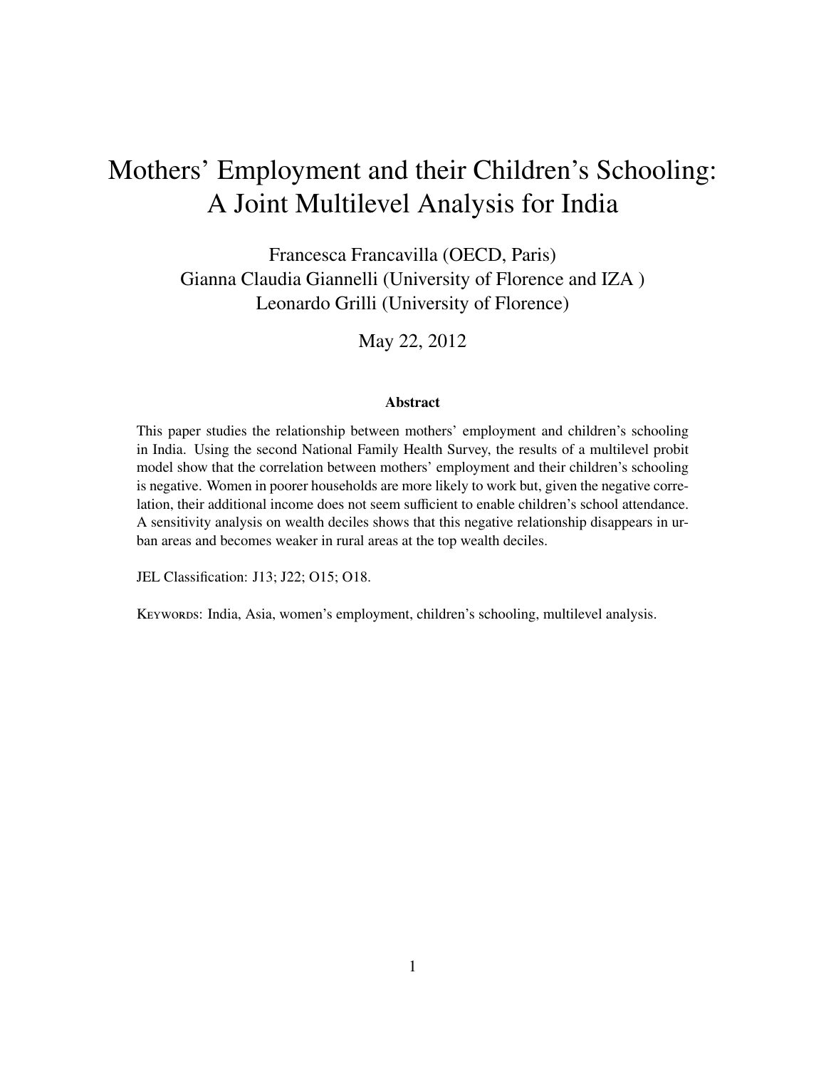# Mothers' Employment and their Children's Schooling: A Joint Multilevel Analysis for India

Francesca Francavilla (OECD, Paris)
Gianna Claudia Giannelli (University of Florence and IZA )
Leonardo Grilli (University of Florence)

May 22, 2012

### Abstract

This paper studies the relationship between mothers' employment and children's schooling in India. Using the second National Family Health Survey, the results of a multilevel probit model show that the correlation between mothers' employment and their children's schooling is negative. Women in poorer households are more likely to work but, given the negative correlation, their additional income does not seem sufficient to enable children's school attendance. A sensitivity analysis on wealth deciles shows that this negative relationship disappears in urban areas and becomes weaker in rural areas at the top wealth deciles.

JEL Classification: J13; J22; O15; O18.

Keywords: India, Asia, women's employment, children's schooling, multilevel analysis.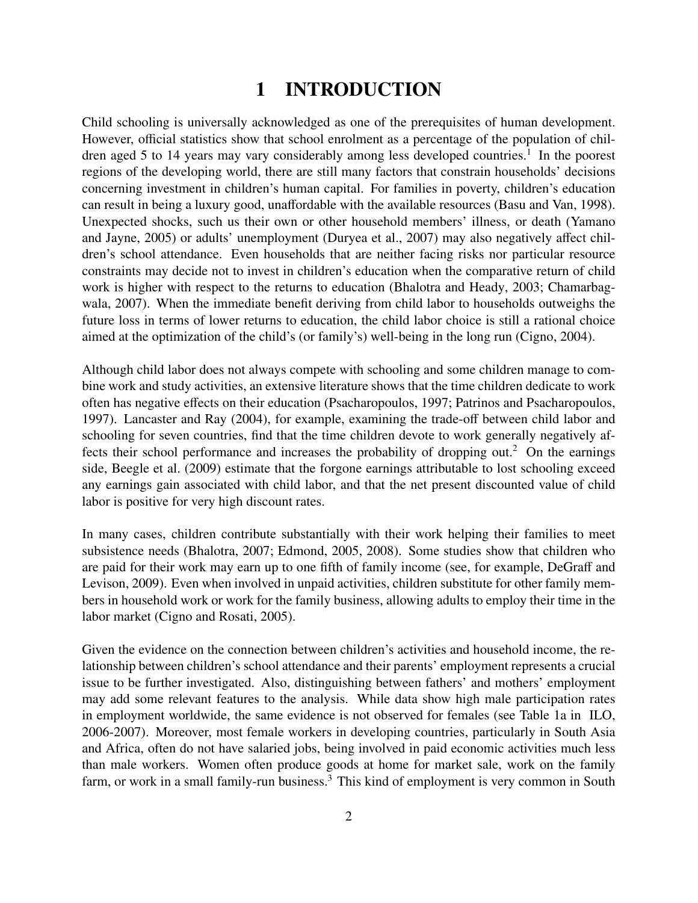# 1 INTRODUCTION

Child schooling is universally acknowledged as one of the prerequisites of human development. However, official statistics show that school enrolment as a percentage of the population of children aged 5 to 14 years may vary considerably among less developed countries.[1] In the poorest regions of the developing world, there are still many factors that constrain households' decisions concerning investment in children's human capital. For families in poverty, children's education can result in being a luxury good, unaffordable with the available resources (Basu and Van, 1998). Unexpected shocks, such us their own or other household members' illness, or death (Yamano and Jayne, 2005) or adults' unemployment (Duryea et al., 2007) may also negatively affect children's school attendance. Even households that are neither facing risks nor particular resource constraints may decide not to invest in children's education when the comparative return of child work is higher with respect to the returns to education (Bhalotra and Heady, 2003; Chamarbagwala, 2007). When the immediate benefit deriving from child labor to households outweighs the future loss in terms of lower returns to education, the child labor choice is still a rational choice aimed at the optimization of the child's (or family's) well-being in the long run (Cigno, 2004).

Although child labor does not always compete with schooling and some children manage to combine work and study activities, an extensive literature shows that the time children dedicate to work often has negative effects on their education (Psacharopoulos, 1997; Patrinos and Psacharopoulos, 1997). Lancaster and Ray (2004), for example, examining the trade-off between child labor and schooling for seven countries, find that the time children devote to work generally negatively affects their school performance and increases the probability of dropping out.[2] On the earnings side, Beegle et al. (2009) estimate that the forgone earnings attributable to lost schooling exceed any earnings gain associated with child labor, and that the net present discounted value of child labor is positive for very high discount rates.

In many cases, children contribute substantially with their work helping their families to meet subsistence needs (Bhalotra, 2007; Edmond, 2005, 2008). Some studies show that children who are paid for their work may earn up to one fifth of family income (see, for example, DeGraff and Levison, 2009). Even when involved in unpaid activities, children substitute for other family members in household work or work for the family business, allowing adults to employ their time in the labor market (Cigno and Rosati, 2005).

Given the evidence on the connection between children's activities and household income, the relationship between children's school attendance and their parents' employment represents a crucial issue to be further investigated. Also, distinguishing between fathers' and mothers' employment may add some relevant features to the analysis. While data show high male participation rates in employment worldwide, the same evidence is not observed for females (see Table 1a in ILO, 2006-2007). Moreover, most female workers in developing countries, particularly in South Asia and Africa, often do not have salaried jobs, being involved in paid economic activities much less than male workers. Women often produce goods at home for market sale, work on the family farm, or work in a small family-run business.[3] This kind of employment is very common in South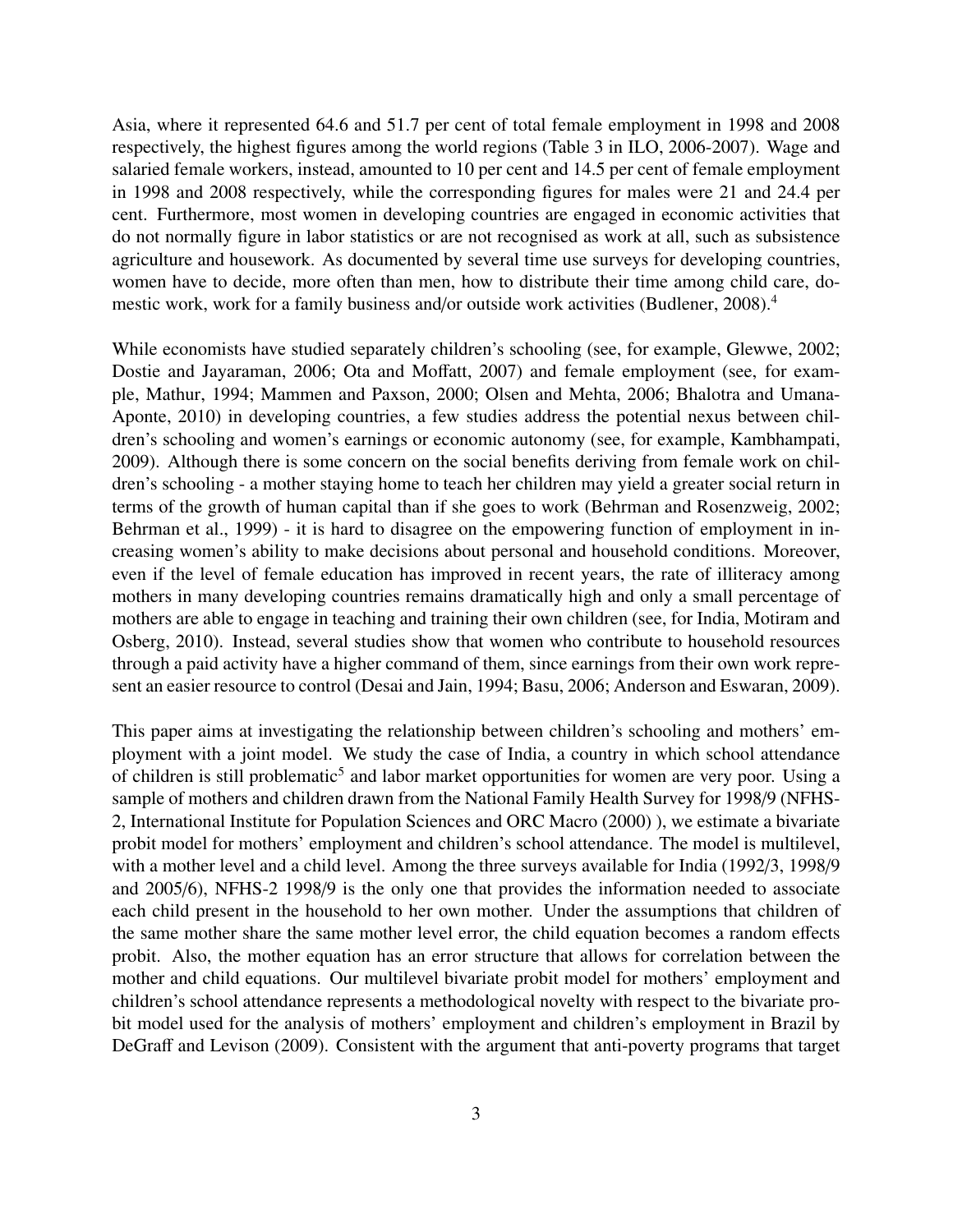Asia, where it represented 64.6 and 51.7 per cent of total female employment in 1998 and 2008 respectively, the highest figures among the world regions (Table 3 in ILO, 2006-2007). Wage and salaried female workers, instead, amounted to 10 per cent and 14.5 per cent of female employment in 1998 and 2008 respectively, while the corresponding figures for males were 21 and 24.4 per cent. Furthermore, most women in developing countries are engaged in economic activities that do not normally figure in labor statistics or are not recognised as work at all, such as subsistence agriculture and housework. As documented by several time use surveys for developing countries, women have to decide, more often than men, how to distribute their time among child care, domestic work, work for a family business and/or outside work activities (Budlener, 2008).[4]

While economists have studied separately children's schooling (see, for example, Glewwe, 2002; Dostie and Jayaraman, 2006; Ota and Moffatt, 2007) and female employment (see, for example, Mathur, 1994; Mammen and Paxson, 2000; Olsen and Mehta, 2006; Bhalotra and Umana-Aponte, 2010) in developing countries, a few studies address the potential nexus between children's schooling and women's earnings or economic autonomy (see, for example, Kambhampati, 2009). Although there is some concern on the social benefits deriving from female work on children's schooling - a mother staying home to teach her children may yield a greater social return in terms of the growth of human capital than if she goes to work (Behrman and Rosenzweig, 2002; Behrman et al., 1999) - it is hard to disagree on the empowering function of employment in increasing women's ability to make decisions about personal and household conditions. Moreover, even if the level of female education has improved in recent years, the rate of illiteracy among mothers in many developing countries remains dramatically high and only a small percentage of mothers are able to engage in teaching and training their own children (see, for India, Motiram and Osberg, 2010). Instead, several studies show that women who contribute to household resources through a paid activity have a higher command of them, since earnings from their own work represent an easier resource to control (Desai and Jain, 1994; Basu, 2006; Anderson and Eswaran, 2009).

This paper aims at investigating the relationship between children's schooling and mothers' employment with a joint model. We study the case of India, a country in which school attendance of children is still problematic[5] and labor market opportunities for women are very poor. Using a sample of mothers and children drawn from the National Family Health Survey for 1998/9 (NFHS-2, International Institute for Population Sciences and ORC Macro (2000) ), we estimate a bivariate probit model for mothers' employment and children's school attendance. The model is multilevel, with a mother level and a child level. Among the three surveys available for India (1992/3, 1998/9 and 2005/6), NFHS-2 1998/9 is the only one that provides the information needed to associate each child present in the household to her own mother. Under the assumptions that children of the same mother share the same mother level error, the child equation becomes a random effects probit. Also, the mother equation has an error structure that allows for correlation between the mother and child equations. Our multilevel bivariate probit model for mothers' employment and children's school attendance represents a methodological novelty with respect to the bivariate probit model used for the analysis of mothers' employment and children's employment in Brazil by DeGraff and Levison (2009). Consistent with the argument that anti-poverty programs that target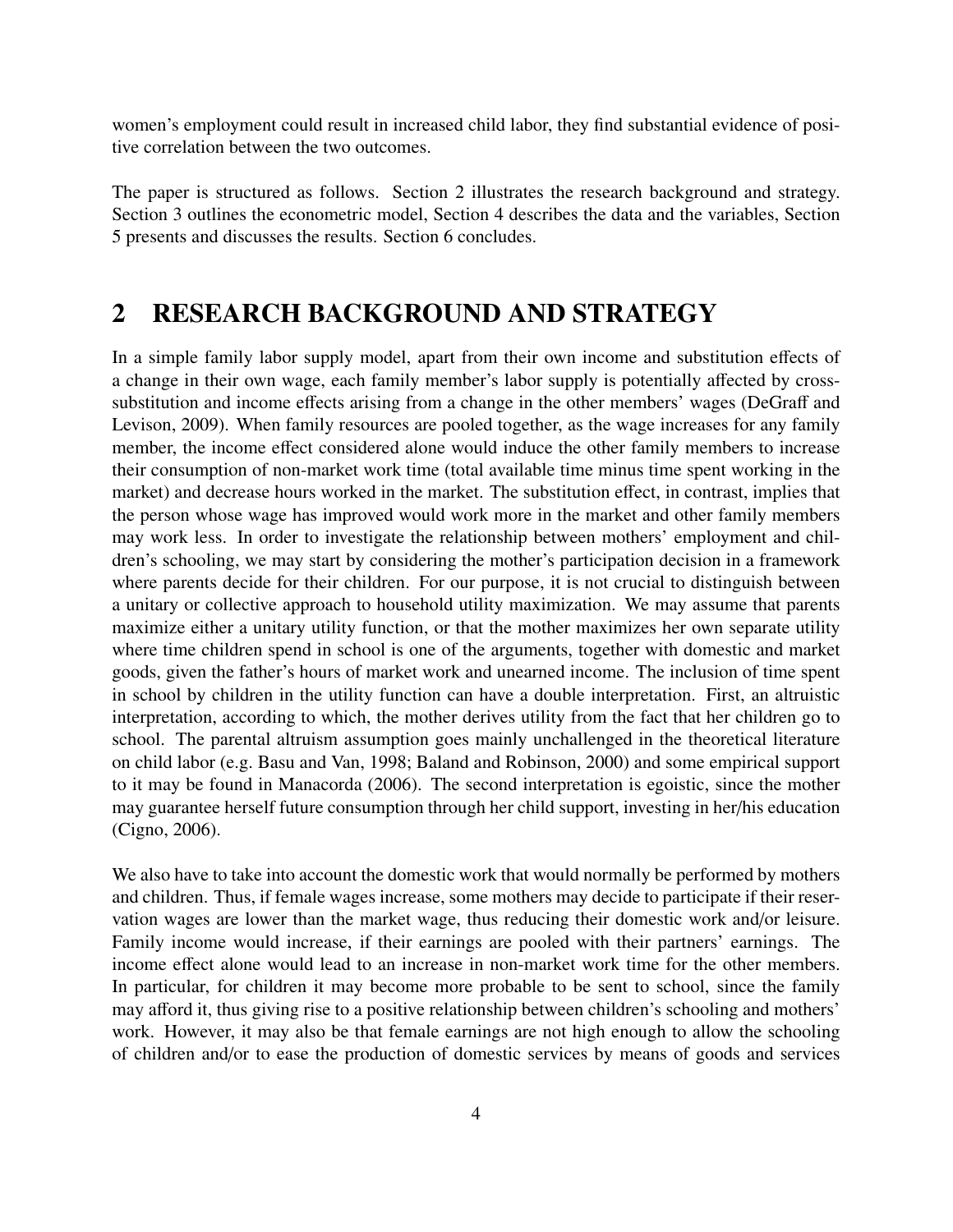women's employment could result in increased child labor, they find substantial evidence of positive correlation between the two outcomes.

The paper is structured as follows. Section 2 illustrates the research background and strategy. Section 3 outlines the econometric model, Section 4 describes the data and the variables, Section 5 presents and discusses the results. Section 6 concludes.

## 2 RESEARCH BACKGROUND AND STRATEGY

In a simple family labor supply model, apart from their own income and substitution effects of a change in their own wage, each family member's labor supply is potentially affected by cross-substitution and income effects arising from a change in the other members' wages (DeGraff and Levison, 2009). When family resources are pooled together, as the wage increases for any family member, the income effect considered alone would induce the other family members to increase their consumption of non-market work time (total available time minus time spent working in the market) and decrease hours worked in the market. The substitution effect, in contrast, implies that the person whose wage has improved would work more in the market and other family members may work less. In order to investigate the relationship between mothers' employment and children's schooling, we may start by considering the mother's participation decision in a framework where parents decide for their children. For our purpose, it is not crucial to distinguish between a unitary or collective approach to household utility maximization. We may assume that parents maximize either a unitary utility function, or that the mother maximizes her own separate utility where time children spend in school is one of the arguments, together with domestic and market goods, given the father's hours of market work and unearned income. The inclusion of time spent in school by children in the utility function can have a double interpretation. First, an altruistic interpretation, according to which, the mother derives utility from the fact that her children go to school. The parental altruism assumption goes mainly unchallenged in the theoretical literature on child labor (e.g. Basu and Van, 1998; Baland and Robinson, 2000) and some empirical support to it may be found in Manacorda (2006). The second interpretation is egoistic, since the mother may guarantee herself future consumption through her child support, investing in her/his education (Cigno, 2006).

We also have to take into account the domestic work that would normally be performed by mothers and children. Thus, if female wages increase, some mothers may decide to participate if their reservation wages are lower than the market wage, thus reducing their domestic work and/or leisure. Family income would increase, if their earnings are pooled with their partners' earnings. The income effect alone would lead to an increase in non-market work time for the other members. In particular, for children it may become more probable to be sent to school, since the family may afford it, thus giving rise to a positive relationship between children's schooling and mothers' work. However, it may also be that female earnings are not high enough to allow the schooling of children and/or to ease the production of domestic services by means of goods and services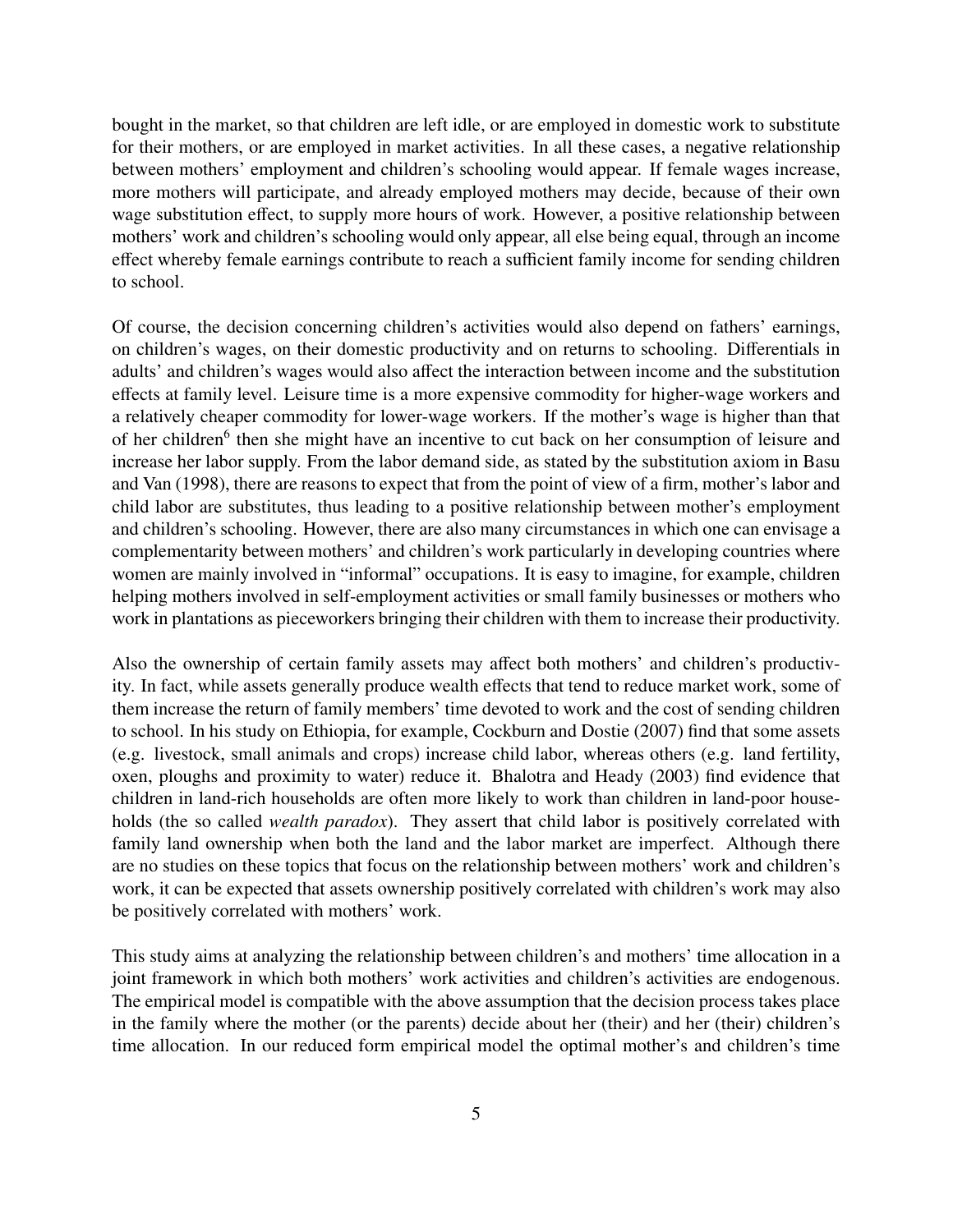bought in the market, so that children are left idle, or are employed in domestic work to substitute for their mothers, or are employed in market activities. In all these cases, a negative relationship between mothers' employment and children's schooling would appear. If female wages increase, more mothers will participate, and already employed mothers may decide, because of their own wage substitution effect, to supply more hours of work. However, a positive relationship between mothers' work and children's schooling would only appear, all else being equal, through an income effect whereby female earnings contribute to reach a sufficient family income for sending children to school.

Of course, the decision concerning children's activities would also depend on fathers' earnings, on children's wages, on their domestic productivity and on returns to schooling. Differentials in adults' and children's wages would also affect the interaction between income and the substitution effects at family level. Leisure time is a more expensive commodity for higher-wage workers and a relatively cheaper commodity for lower-wage workers. If the mother's wage is higher than that of her children[6] then she might have an incentive to cut back on her consumption of leisure and increase her labor supply. From the labor demand side, as stated by the substitution axiom in Basu and Van (1998), there are reasons to expect that from the point of view of a firm, mother's labor and child labor are substitutes, thus leading to a positive relationship between mother's employment and children's schooling. However, there are also many circumstances in which one can envisage a complementarity between mothers' and children's work particularly in developing countries where women are mainly involved in "informal" occupations. It is easy to imagine, for example, children helping mothers involved in self-employment activities or small family businesses or mothers who work in plantations as pieceworkers bringing their children with them to increase their productivity.

Also the ownership of certain family assets may affect both mothers' and children's productivity. In fact, while assets generally produce wealth effects that tend to reduce market work, some of them increase the return of family members' time devoted to work and the cost of sending children to school. In his study on Ethiopia, for example, Cockburn and Dostie (2007) find that some assets (e.g. livestock, small animals and crops) increase child labor, whereas others (e.g. land fertility, oxen, ploughs and proximity to water) reduce it. Bhalotra and Heady (2003) find evidence that children in land-rich households are often more likely to work than children in land-poor households (the so called *wealth paradox*). They assert that child labor is positively correlated with family land ownership when both the land and the labor market are imperfect. Although there are no studies on these topics that focus on the relationship between mothers' work and children's work, it can be expected that assets ownership positively correlated with children's work may also be positively correlated with mothers' work.

This study aims at analyzing the relationship between children's and mothers' time allocation in a joint framework in which both mothers' work activities and children's activities are endogenous. The empirical model is compatible with the above assumption that the decision process takes place in the family where the mother (or the parents) decide about her (their) and her (their) children's time allocation. In our reduced form empirical model the optimal mother's and children's time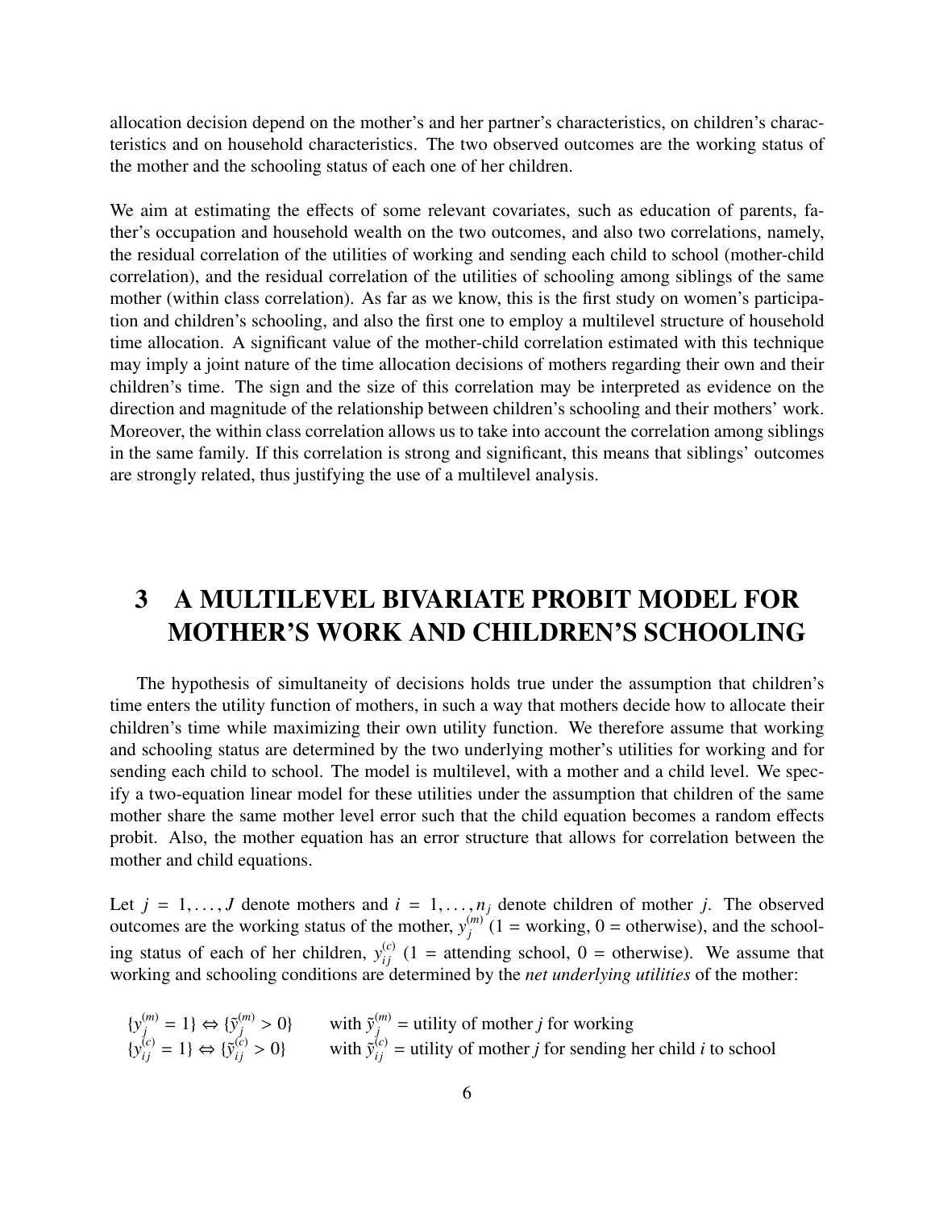allocation decision depend on the mother's and her partner's characteristics, on children's characteristics and on household characteristics. The two observed outcomes are the working status of the mother and the schooling status of each one of her children.

We aim at estimating the effects of some relevant covariates, such as education of parents, father's occupation and household wealth on the two outcomes, and also two correlations, namely, the residual correlation of the utilities of working and sending each child to school (mother-child correlation), and the residual correlation of the utilities of schooling among siblings of the same mother (within class correlation). As far as we know, this is the first study on women's participation and children's schooling, and also the first one to employ a multilevel structure of household time allocation. A significant value of the mother-child correlation estimated with this technique may imply a joint nature of the time allocation decisions of mothers regarding their own and their children's time. The sign and the size of this correlation may be interpreted as evidence on the direction and magnitude of the relationship between children's schooling and their mothers' work. Moreover, the within class correlation allows us to take into account the correlation among siblings in the same family. If this correlation is strong and significant, this means that siblings' outcomes are strongly related, thus justifying the use of a multilevel analysis.

# 3 A MULTILEVEL BIVARIATE PROBIT MODEL FOR MOTHER'S WORK AND CHILDREN'S SCHOOLING

The hypothesis of simultaneity of decisions holds true under the assumption that children's time enters the utility function of mothers, in such a way that mothers decide how to allocate their children's time while maximizing their own utility function. We therefore assume that working and schooling status are determined by the two underlying mother's utilities for working and for sending each child to school. The model is multilevel, with a mother and a child level. We specify a two-equation linear model for these utilities under the assumption that children of the same mother share the same mother level error such that the child equation becomes a random effects probit. Also, the mother equation has an error structure that allows for correlation between the mother and child equations.

Let $j = 1, \ldots, J$ denote mothers and $i = 1, \ldots, n_j$ denote children of mother $j$. The observed outcomes are the working status of the mother, $y_j^{(m)}$ (1 = working, 0 = otherwise), and the schooling status of each of her children, $y_{ij}^{(c)}$ (1 = attending school, 0 = otherwise). We assume that working and schooling conditions are determined by the *net underlying utilities* of the mother:

$\{y_j^{(m)} = 1\} \Leftrightarrow \{\tilde{y}_j^{(m)} > 0\}$ with $\tilde{y}_j^{(m)}$ = utility of mother $j$ for working

$\{y_{ij}^{(c)} = 1\} \Leftrightarrow \{\tilde{y}_{ij}^{(c)} > 0\}$ with $\tilde{y}_{ij}^{(c)}$ = utility of mother $j$ for sending her child $i$ to school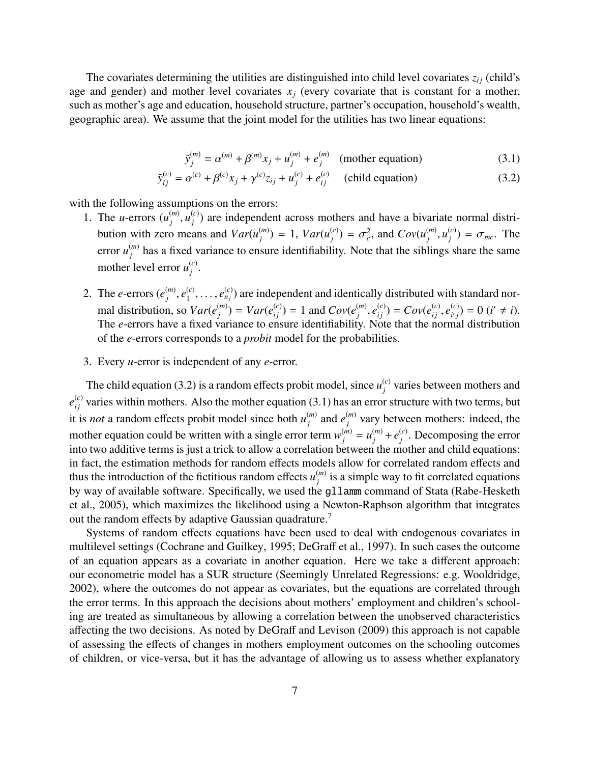The covariates determining the utilities are distinguished into child level covariates $z_{ij}$ (child's age and gender) and mother level covariates $x_j$ (every covariate that is constant for a mother, such as mother's age and education, household structure, partner's occupation, household's wealth, geographic area). We assume that the joint model for the utilities has two linear equations:

$$\tilde{y}_j^{(m)} = \alpha^{(m)} + \beta^{(m)} x_j + u_j^{(m)} + e_j^{(m)} \quad \text{(mother equation)} \tag{3.1}$$

$$\tilde{y}_{ij}^{(c)} = \alpha^{(c)} + \beta^{(c)} x_j + \gamma^{(c)} z_{ij} + u_j^{(c)} + e_{ij}^{(c)} \quad \text{(child equation)} \tag{3.2}$$

with the following assumptions on the errors:

1. The $u$-errors $(u_j^{(m)}, u_j^{(c)})$ are independent across mothers and have a bivariate normal distribution with zero means and $Var(u_j^{(m)}) = 1$, $Var(u_j^{(c)}) = \sigma_c^2$, and $Cov(u_j^{(m)}, u_j^{(c)}) = \sigma_{mc}$. The error $u_j^{(m)}$ has a fixed variance to ensure identifiability. Note that the siblings share the same mother level error $u_j^{(c)}$.
2. The $e$-errors $(e_j^{(m)}, e_1^{(c)}, \ldots, e_{n_j}^{(c)})$ are independent and identically distributed with standard normal distribution, so $Var(e_j^{(m)}) = Var(e_{ij}^{(c)}) = 1$ and $Cov(e_j^{(m)}, e_{ij}^{(c)}) = Cov(e_{ij}^{(c)}, e_{i'j}^{(c)}) = 0$ $(i' \neq i)$. The $e$-errors have a fixed variance to ensure identifiability. Note that the normal distribution of the $e$-errors corresponds to a *probit* model for the probabilities.
3. Every $u$-error is independent of any $e$-error.

The child equation (3.2) is a random effects probit model, since $u_j^{(c)}$ varies between mothers and $e_{ij}^{(c)}$ varies within mothers. Also the mother equation (3.1) has an error structure with two terms, but it is *not* a random effects probit model since both $u_j^{(m)}$ and $e_j^{(m)}$ vary between mothers: indeed, the mother equation could be written with a single error term $w_j^{(m)} = u_j^{(m)} + e_j^{(c)}$. Decomposing the error into two additive terms is just a trick to allow a correlation between the mother and child equations: in fact, the estimation methods for random effects models allow for correlated random effects and thus the introduction of the fictitious random effects $u_j^{(m)}$ is a simple way to fit correlated equations by way of available software. Specifically, we used the `gllamm` command of Stata (Rabe-Hesketh et al., 2005), which maximizes the likelihood using a Newton-Raphson algorithm that integrates out the random effects by adaptive Gaussian quadrature.[7]

Systems of random effects equations have been used to deal with endogenous covariates in multilevel settings (Cochrane and Guilkey, 1995; DeGraff et al., 1997). In such cases the outcome of an equation appears as a covariate in another equation. Here we take a different approach: our econometric model has a SUR structure (Seemingly Unrelated Regressions: e.g. Wooldridge, 2002), where the outcomes do not appear as covariates, but the equations are correlated through the error terms. In this approach the decisions about mothers' employment and children's schooling are treated as simultaneous by allowing a correlation between the unobserved characteristics affecting the two decisions. As noted by DeGraff and Levison (2009) this approach is not capable of assessing the effects of changes in mothers employment outcomes on the schooling outcomes of children, or vice-versa, but it has the advantage of allowing us to assess whether explanatory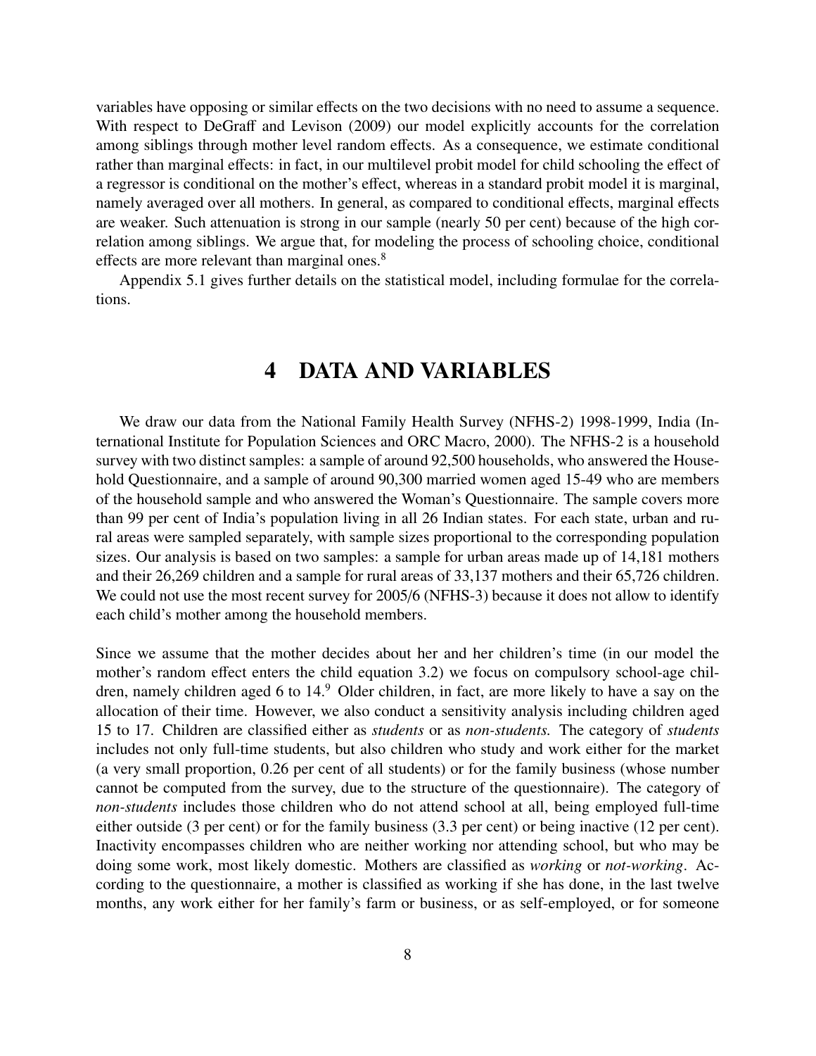variables have opposing or similar effects on the two decisions with no need to assume a sequence. With respect to DeGraff and Levison (2009) our model explicitly accounts for the correlation among siblings through mother level random effects. As a consequence, we estimate conditional rather than marginal effects: in fact, in our multilevel probit model for child schooling the effect of a regressor is conditional on the mother's effect, whereas in a standard probit model it is marginal, namely averaged over all mothers. In general, as compared to conditional effects, marginal effects are weaker. Such attenuation is strong in our sample (nearly 50 per cent) because of the high correlation among siblings. We argue that, for modeling the process of schooling choice, conditional effects are more relevant than marginal ones.[8]

Appendix 5.1 gives further details on the statistical model, including formulae for the correlations.

# 4 DATA AND VARIABLES

We draw our data from the National Family Health Survey (NFHS-2) 1998-1999, India (International Institute for Population Sciences and ORC Macro, 2000). The NFHS-2 is a household survey with two distinct samples: a sample of around 92,500 households, who answered the Household Questionnaire, and a sample of around 90,300 married women aged 15-49 who are members of the household sample and who answered the Woman's Questionnaire. The sample covers more than 99 per cent of India's population living in all 26 Indian states. For each state, urban and rural areas were sampled separately, with sample sizes proportional to the corresponding population sizes. Our analysis is based on two samples: a sample for urban areas made up of 14,181 mothers and their 26,269 children and a sample for rural areas of 33,137 mothers and their 65,726 children. We could not use the most recent survey for 2005/6 (NFHS-3) because it does not allow to identify each child's mother among the household members.

Since we assume that the mother decides about her and her children's time (in our model the mother's random effect enters the child equation 3.2) we focus on compulsory school-age children, namely children aged 6 to 14.[9] Older children, in fact, are more likely to have a say on the allocation of their time. However, we also conduct a sensitivity analysis including children aged 15 to 17. Children are classified either as *students* or as *non-students.* The category of *students* includes not only full-time students, but also children who study and work either for the market (a very small proportion, 0.26 per cent of all students) or for the family business (whose number cannot be computed from the survey, due to the structure of the questionnaire). The category of *non-students* includes those children who do not attend school at all, being employed full-time either outside (3 per cent) or for the family business (3.3 per cent) or being inactive (12 per cent). Inactivity encompasses children who are neither working nor attending school, but who may be doing some work, most likely domestic. Mothers are classified as *working* or *not-working*. According to the questionnaire, a mother is classified as working if she has done, in the last twelve months, any work either for her family's farm or business, or as self-employed, or for someone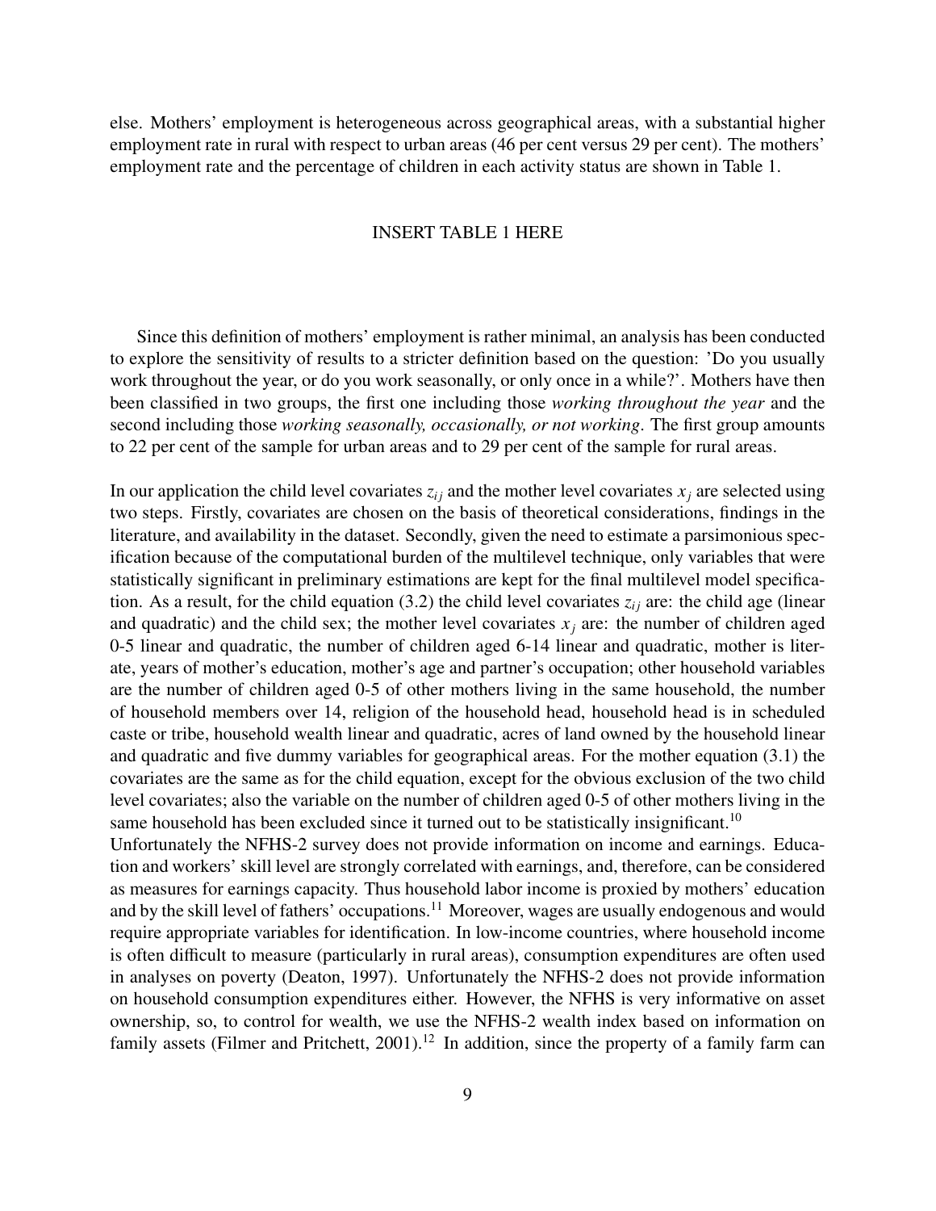else. Mothers' employment is heterogeneous across geographical areas, with a substantial higher employment rate in rural with respect to urban areas (46 per cent versus 29 per cent). The mothers' employment rate and the percentage of children in each activity status are shown in Table 1.

INSERT TABLE 1 HERE

Since this definition of mothers' employment is rather minimal, an analysis has been conducted to explore the sensitivity of results to a stricter definition based on the question: 'Do you usually work throughout the year, or do you work seasonally, or only once in a while?'. Mothers have then been classified in two groups, the first one including those *working throughout the year* and the second including those *working seasonally, occasionally, or not working*. The first group amounts to 22 per cent of the sample for urban areas and to 29 per cent of the sample for rural areas.

In our application the child level covariates $z_{ij}$ and the mother level covariates $x_j$ are selected using two steps. Firstly, covariates are chosen on the basis of theoretical considerations, findings in the literature, and availability in the dataset. Secondly, given the need to estimate a parsimonious specification because of the computational burden of the multilevel technique, only variables that were statistically significant in preliminary estimations are kept for the final multilevel model specification. As a result, for the child equation (3.2) the child level covariates $z_{ij}$ are: the child age (linear and quadratic) and the child sex; the mother level covariates $x_j$ are: the number of children aged 0-5 linear and quadratic, the number of children aged 6-14 linear and quadratic, mother is literate, years of mother's education, mother's age and partner's occupation; other household variables are the number of children aged 0-5 of other mothers living in the same household, the number of household members over 14, religion of the household head, household head is in scheduled caste or tribe, household wealth linear and quadratic, acres of land owned by the household linear and quadratic and five dummy variables for geographical areas. For the mother equation (3.1) the covariates are the same as for the child equation, except for the obvious exclusion of the two child level covariates; also the variable on the number of children aged 0-5 of other mothers living in the same household has been excluded since it turned out to be statistically insignificant.[10]

Unfortunately the NFHS-2 survey does not provide information on income and earnings. Education and workers' skill level are strongly correlated with earnings, and, therefore, can be considered as measures for earnings capacity. Thus household labor income is proxied by mothers' education and by the skill level of fathers' occupations.[11] Moreover, wages are usually endogenous and would require appropriate variables for identification. In low-income countries, where household income is often difficult to measure (particularly in rural areas), consumption expenditures are often used in analyses on poverty (Deaton, 1997). Unfortunately the NFHS-2 does not provide information on household consumption expenditures either. However, the NFHS is very informative on asset ownership, so, to control for wealth, we use the NFHS-2 wealth index based on information on family assets (Filmer and Pritchett, 2001).[12] In addition, since the property of a family farm can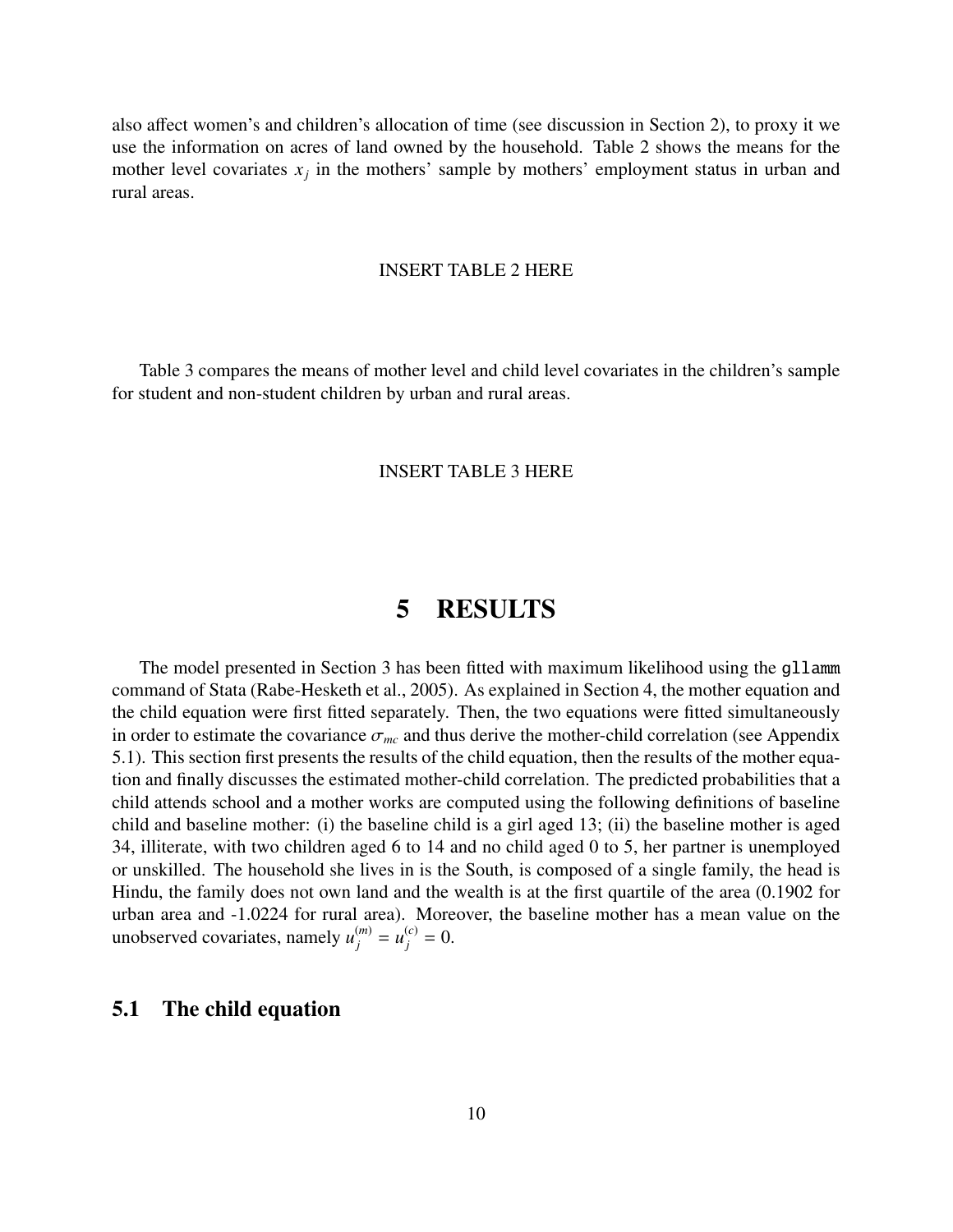also affect women's and children's allocation of time (see discussion in Section 2), to proxy it we use the information on acres of land owned by the household. Table 2 shows the means for the mother level covariates $x_j$ in the mothers' sample by mothers' employment status in urban and rural areas.

INSERT TABLE 2 HERE

Table 3 compares the means of mother level and child level covariates in the children's sample for student and non-student children by urban and rural areas.

INSERT TABLE 3 HERE

# 5 RESULTS

The model presented in Section 3 has been fitted with maximum likelihood using the `gllamm` command of Stata (Rabe-Hesketh et al., 2005). As explained in Section 4, the mother equation and the child equation were first fitted separately. Then, the two equations were fitted simultaneously in order to estimate the covariance $\sigma_{mc}$ and thus derive the mother-child correlation (see Appendix 5.1). This section first presents the results of the child equation, then the results of the mother equation and finally discusses the estimated mother-child correlation. The predicted probabilities that a child attends school and a mother works are computed using the following definitions of baseline child and baseline mother: (i) the baseline child is a girl aged 13; (ii) the baseline mother is aged 34, illiterate, with two children aged 6 to 14 and no child aged 0 to 5, her partner is unemployed or unskilled. The household she lives in is the South, is composed of a single family, the head is Hindu, the family does not own land and the wealth is at the first quartile of the area (0.1902 for urban area and -1.0224 for rural area). Moreover, the baseline mother has a mean value on the unobserved covariates, namely $u_j^{(m)} = u_j^{(c)} = 0$.

## 5.1 The child equation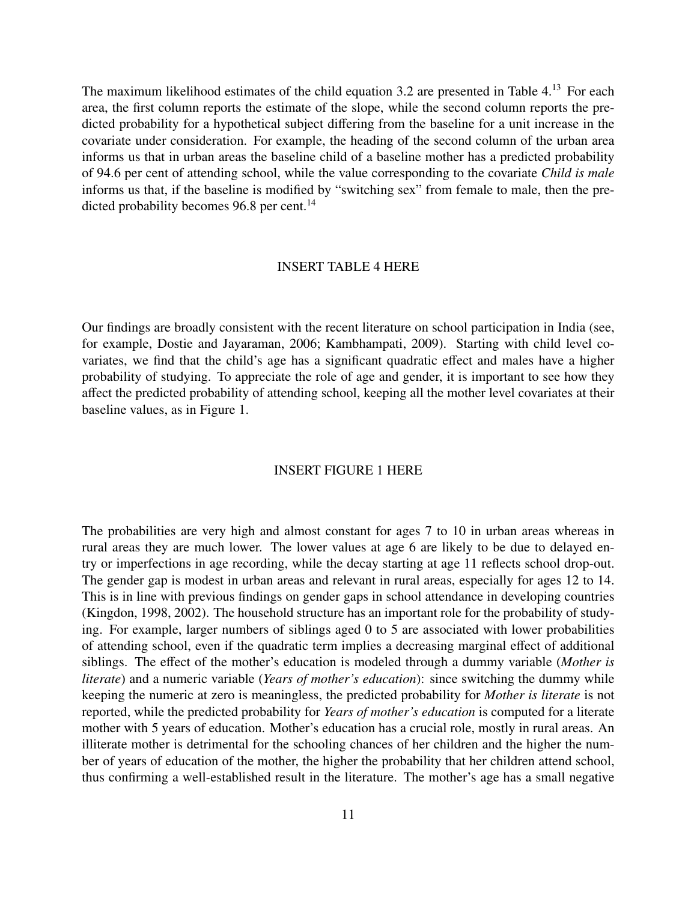The maximum likelihood estimates of the child equation 3.2 are presented in Table 4.[13] For each area, the first column reports the estimate of the slope, while the second column reports the predicted probability for a hypothetical subject differing from the baseline for a unit increase in the covariate under consideration. For example, the heading of the second column of the urban area informs us that in urban areas the baseline child of a baseline mother has a predicted probability of 94.6 per cent of attending school, while the value corresponding to the covariate *Child is male* informs us that, if the baseline is modified by "switching sex" from female to male, then the predicted probability becomes 96.8 per cent.[14]

INSERT TABLE 4 HERE

Our findings are broadly consistent with the recent literature on school participation in India (see, for example, Dostie and Jayaraman, 2006; Kambhampati, 2009). Starting with child level covariates, we find that the child's age has a significant quadratic effect and males have a higher probability of studying. To appreciate the role of age and gender, it is important to see how they affect the predicted probability of attending school, keeping all the mother level covariates at their baseline values, as in Figure 1.

INSERT FIGURE 1 HERE

The probabilities are very high and almost constant for ages 7 to 10 in urban areas whereas in rural areas they are much lower. The lower values at age 6 are likely to be due to delayed entry or imperfections in age recording, while the decay starting at age 11 reflects school drop-out. The gender gap is modest in urban areas and relevant in rural areas, especially for ages 12 to 14. This is in line with previous findings on gender gaps in school attendance in developing countries (Kingdon, 1998, 2002). The household structure has an important role for the probability of studying. For example, larger numbers of siblings aged 0 to 5 are associated with lower probabilities of attending school, even if the quadratic term implies a decreasing marginal effect of additional siblings. The effect of the mother's education is modeled through a dummy variable (*Mother is literate*) and a numeric variable (*Years of mother's education*): since switching the dummy while keeping the numeric at zero is meaningless, the predicted probability for *Mother is literate* is not reported, while the predicted probability for *Years of mother's education* is computed for a literate mother with 5 years of education. Mother's education has a crucial role, mostly in rural areas. An illiterate mother is detrimental for the schooling chances of her children and the higher the number of years of education of the mother, the higher the probability that her children attend school, thus confirming a well-established result in the literature. The mother's age has a small negative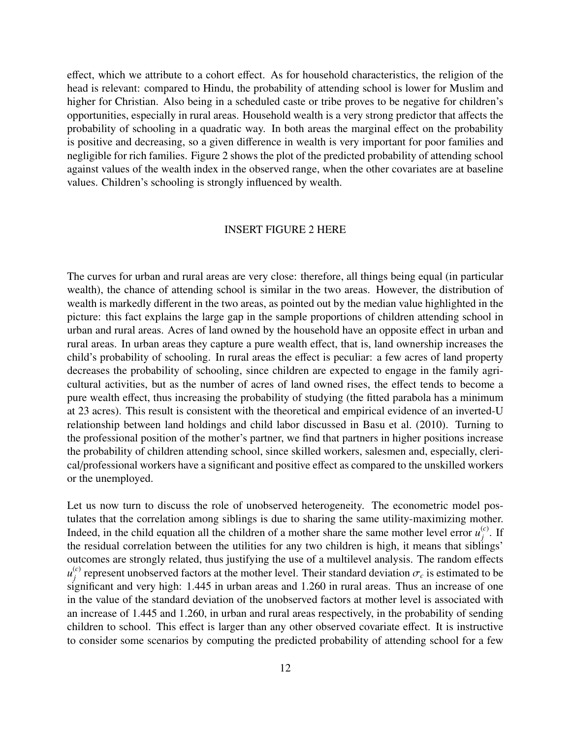effect, which we attribute to a cohort effect. As for household characteristics, the religion of the head is relevant: compared to Hindu, the probability of attending school is lower for Muslim and higher for Christian. Also being in a scheduled caste or tribe proves to be negative for children's opportunities, especially in rural areas. Household wealth is a very strong predictor that affects the probability of schooling in a quadratic way. In both areas the marginal effect on the probability is positive and decreasing, so a given difference in wealth is very important for poor families and negligible for rich families. Figure 2 shows the plot of the predicted probability of attending school against values of the wealth index in the observed range, when the other covariates are at baseline values. Children's schooling is strongly influenced by wealth.

INSERT FIGURE 2 HERE

The curves for urban and rural areas are very close: therefore, all things being equal (in particular wealth), the chance of attending school is similar in the two areas. However, the distribution of wealth is markedly different in the two areas, as pointed out by the median value highlighted in the picture: this fact explains the large gap in the sample proportions of children attending school in urban and rural areas. Acres of land owned by the household have an opposite effect in urban and rural areas. In urban areas they capture a pure wealth effect, that is, land ownership increases the child's probability of schooling. In rural areas the effect is peculiar: a few acres of land property decreases the probability of schooling, since children are expected to engage in the family agricultural activities, but as the number of acres of land owned rises, the effect tends to become a pure wealth effect, thus increasing the probability of studying (the fitted parabola has a minimum at 23 acres). This result is consistent with the theoretical and empirical evidence of an inverted-U relationship between land holdings and child labor discussed in Basu et al. (2010). Turning to the professional position of the mother's partner, we find that partners in higher positions increase the probability of children attending school, since skilled workers, salesmen and, especially, clerical/professional workers have a significant and positive effect as compared to the unskilled workers or the unemployed.

Let us now turn to discuss the role of unobserved heterogeneity. The econometric model postulates that the correlation among siblings is due to sharing the same utility-maximizing mother. Indeed, in the child equation all the children of a mother share the same mother level error $u_j^{(c)}$. If the residual correlation between the utilities for any two children is high, it means that siblings' outcomes are strongly related, thus justifying the use of a multilevel analysis. The random effects $u_j^{(c)}$ represent unobserved factors at the mother level. Their standard deviation $\sigma_c$ is estimated to be significant and very high: 1.445 in urban areas and 1.260 in rural areas. Thus an increase of one in the value of the standard deviation of the unobserved factors at mother level is associated with an increase of 1.445 and 1.260, in urban and rural areas respectively, in the probability of sending children to school. This effect is larger than any other observed covariate effect. It is instructive to consider some scenarios by computing the predicted probability of attending school for a few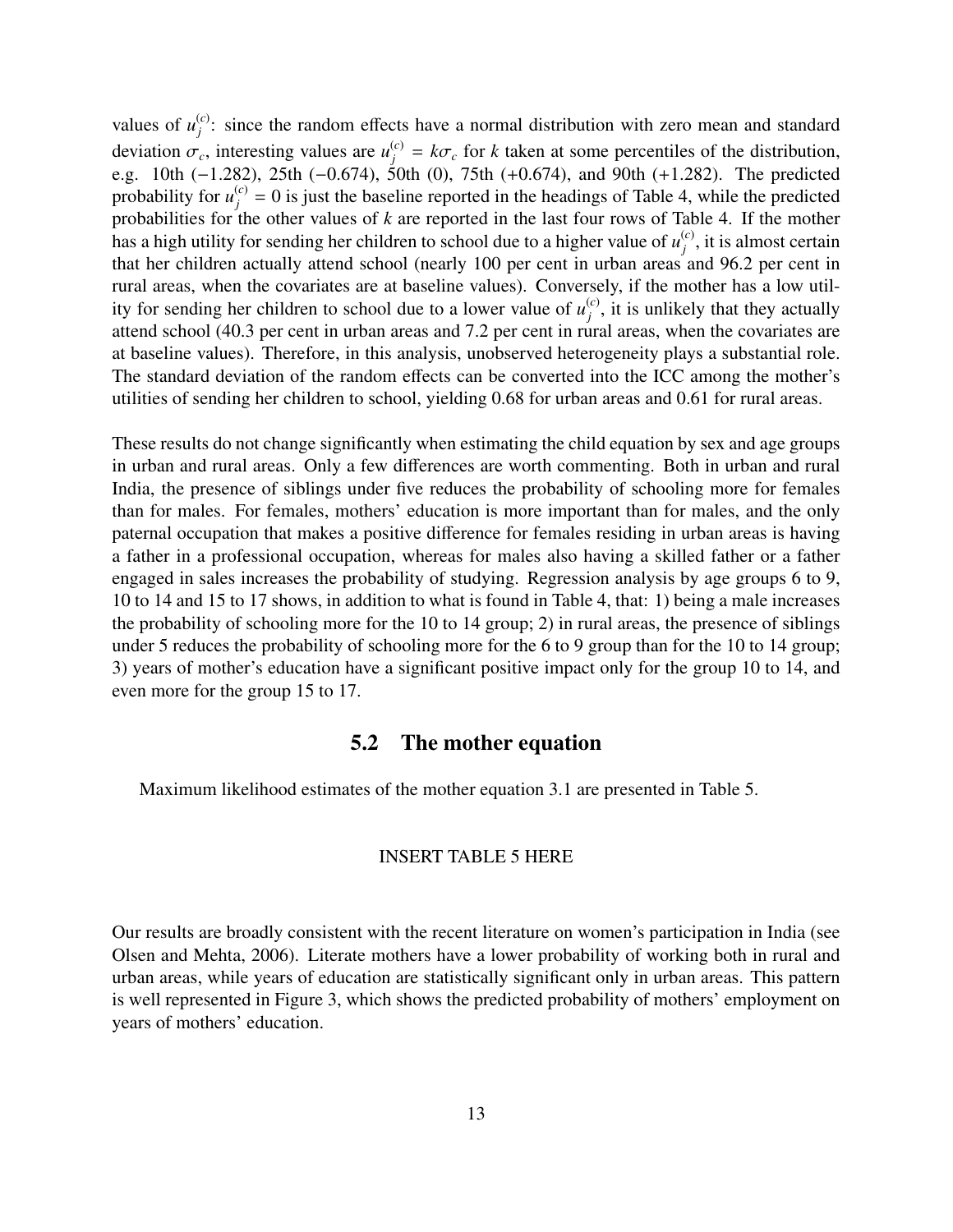values of $u_j^{(c)}$: since the random effects have a normal distribution with zero mean and standard deviation $\sigma_c$, interesting values are $u_j^{(c)} = k\sigma_c$ for $k$ taken at some percentiles of the distribution, e.g. 10th ($-1.282$), 25th ($-0.674$), 50th (0), 75th ($+0.674$), and 90th ($+1.282$). The predicted probability for $u_j^{(c)} = 0$ is just the baseline reported in the headings of Table 4, while the predicted probabilities for the other values of $k$ are reported in the last four rows of Table 4. If the mother has a high utility for sending her children to school due to a higher value of $u_j^{(c)}$, it is almost certain that her children actually attend school (nearly 100 per cent in urban areas and 96.2 per cent in rural areas, when the covariates are at baseline values). Conversely, if the mother has a low utility for sending her children to school due to a lower value of $u_j^{(c)}$, it is unlikely that they actually attend school (40.3 per cent in urban areas and 7.2 per cent in rural areas, when the covariates are at baseline values). Therefore, in this analysis, unobserved heterogeneity plays a substantial role. The standard deviation of the random effects can be converted into the ICC among the mother's utilities of sending her children to school, yielding 0.68 for urban areas and 0.61 for rural areas.

These results do not change significantly when estimating the child equation by sex and age groups in urban and rural areas. Only a few differences are worth commenting. Both in urban and rural India, the presence of siblings under five reduces the probability of schooling more for females than for males. For females, mothers' education is more important than for males, and the only paternal occupation that makes a positive difference for females residing in urban areas is having a father in a professional occupation, whereas for males also having a skilled father or a father engaged in sales increases the probability of studying. Regression analysis by age groups 6 to 9, 10 to 14 and 15 to 17 shows, in addition to what is found in Table 4, that: 1) being a male increases the probability of schooling more for the 10 to 14 group; 2) in rural areas, the presence of siblings under 5 reduces the probability of schooling more for the 6 to 9 group than for the 10 to 14 group; 3) years of mother's education have a significant positive impact only for the group 10 to 14, and even more for the group 15 to 17.

## 5.2 The mother equation

Maximum likelihood estimates of the mother equation 3.1 are presented in Table 5.

INSERT TABLE 5 HERE

Our results are broadly consistent with the recent literature on women's participation in India (see Olsen and Mehta, 2006). Literate mothers have a lower probability of working both in rural and urban areas, while years of education are statistically significant only in urban areas. This pattern is well represented in Figure 3, which shows the predicted probability of mothers' employment on years of mothers' education.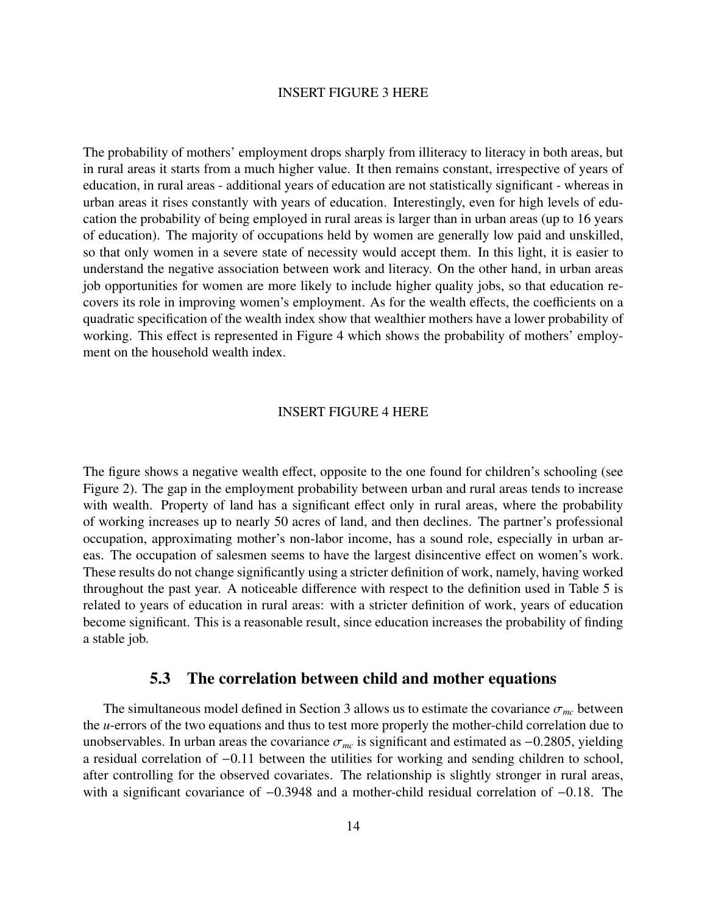INSERT FIGURE 3 HERE

The probability of mothers' employment drops sharply from illiteracy to literacy in both areas, but in rural areas it starts from a much higher value. It then remains constant, irrespective of years of education, in rural areas - additional years of education are not statistically significant - whereas in urban areas it rises constantly with years of education. Interestingly, even for high levels of education the probability of being employed in rural areas is larger than in urban areas (up to 16 years of education). The majority of occupations held by women are generally low paid and unskilled, so that only women in a severe state of necessity would accept them. In this light, it is easier to understand the negative association between work and literacy. On the other hand, in urban areas job opportunities for women are more likely to include higher quality jobs, so that education recovers its role in improving women's employment. As for the wealth effects, the coefficients on a quadratic specification of the wealth index show that wealthier mothers have a lower probability of working. This effect is represented in Figure 4 which shows the probability of mothers' employment on the household wealth index.

INSERT FIGURE 4 HERE

The figure shows a negative wealth effect, opposite to the one found for children's schooling (see Figure 2). The gap in the employment probability between urban and rural areas tends to increase with wealth. Property of land has a significant effect only in rural areas, where the probability of working increases up to nearly 50 acres of land, and then declines. The partner's professional occupation, approximating mother's non-labor income, has a sound role, especially in urban areas. The occupation of salesmen seems to have the largest disincentive effect on women's work. These results do not change significantly using a stricter definition of work, namely, having worked throughout the past year. A noticeable difference with respect to the definition used in Table 5 is related to years of education in rural areas: with a stricter definition of work, years of education become significant. This is a reasonable result, since education increases the probability of finding a stable job.

## 5.3 The correlation between child and mother equations

The simultaneous model defined in Section 3 allows us to estimate the covariance $\sigma_{mc}$ between the $u$-errors of the two equations and thus to test more properly the mother-child correlation due to unobservables. In urban areas the covariance $\sigma_{mc}$ is significant and estimated as $-0.2805$, yielding a residual correlation of $-0.11$ between the utilities for working and sending children to school, after controlling for the observed covariates. The relationship is slightly stronger in rural areas, with a significant covariance of $-0.3948$ and a mother-child residual correlation of $-0.18$. The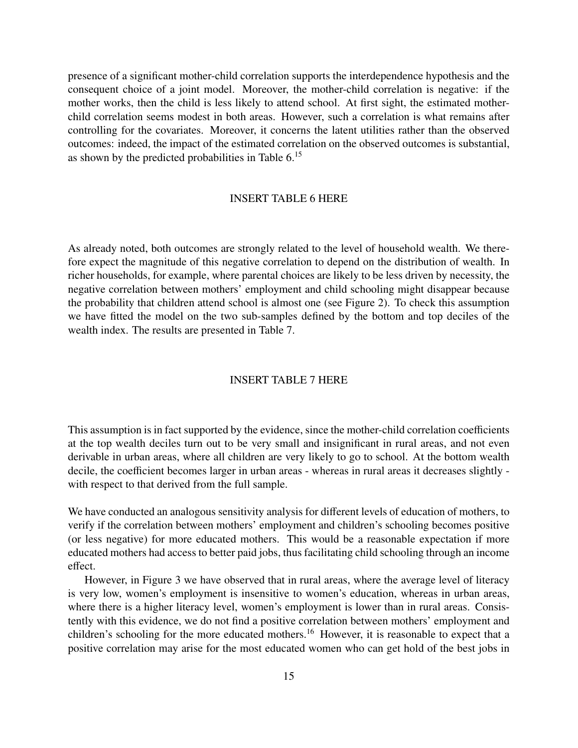presence of a significant mother-child correlation supports the interdependence hypothesis and the consequent choice of a joint model. Moreover, the mother-child correlation is negative: if the mother works, then the child is less likely to attend school. At first sight, the estimated mother-child correlation seems modest in both areas. However, such a correlation is what remains after controlling for the covariates. Moreover, it concerns the latent utilities rather than the observed outcomes: indeed, the impact of the estimated correlation on the observed outcomes is substantial, as shown by the predicted probabilities in Table 6.[15]

INSERT TABLE 6 HERE

As already noted, both outcomes are strongly related to the level of household wealth. We therefore expect the magnitude of this negative correlation to depend on the distribution of wealth. In richer households, for example, where parental choices are likely to be less driven by necessity, the negative correlation between mothers' employment and child schooling might disappear because the probability that children attend school is almost one (see Figure 2). To check this assumption we have fitted the model on the two sub-samples defined by the bottom and top deciles of the wealth index. The results are presented in Table 7.

INSERT TABLE 7 HERE

This assumption is in fact supported by the evidence, since the mother-child correlation coefficients at the top wealth deciles turn out to be very small and insignificant in rural areas, and not even derivable in urban areas, where all children are very likely to go to school. At the bottom wealth decile, the coefficient becomes larger in urban areas - whereas in rural areas it decreases slightly - with respect to that derived from the full sample.

We have conducted an analogous sensitivity analysis for different levels of education of mothers, to verify if the correlation between mothers' employment and children's schooling becomes positive (or less negative) for more educated mothers. This would be a reasonable expectation if more educated mothers had access to better paid jobs, thus facilitating child schooling through an income effect.

However, in Figure 3 we have observed that in rural areas, where the average level of literacy is very low, women's employment is insensitive to women's education, whereas in urban areas, where there is a higher literacy level, women's employment is lower than in rural areas. Consistently with this evidence, we do not find a positive correlation between mothers' employment and children's schooling for the more educated mothers.[16] However, it is reasonable to expect that a positive correlation may arise for the most educated women who can get hold of the best jobs in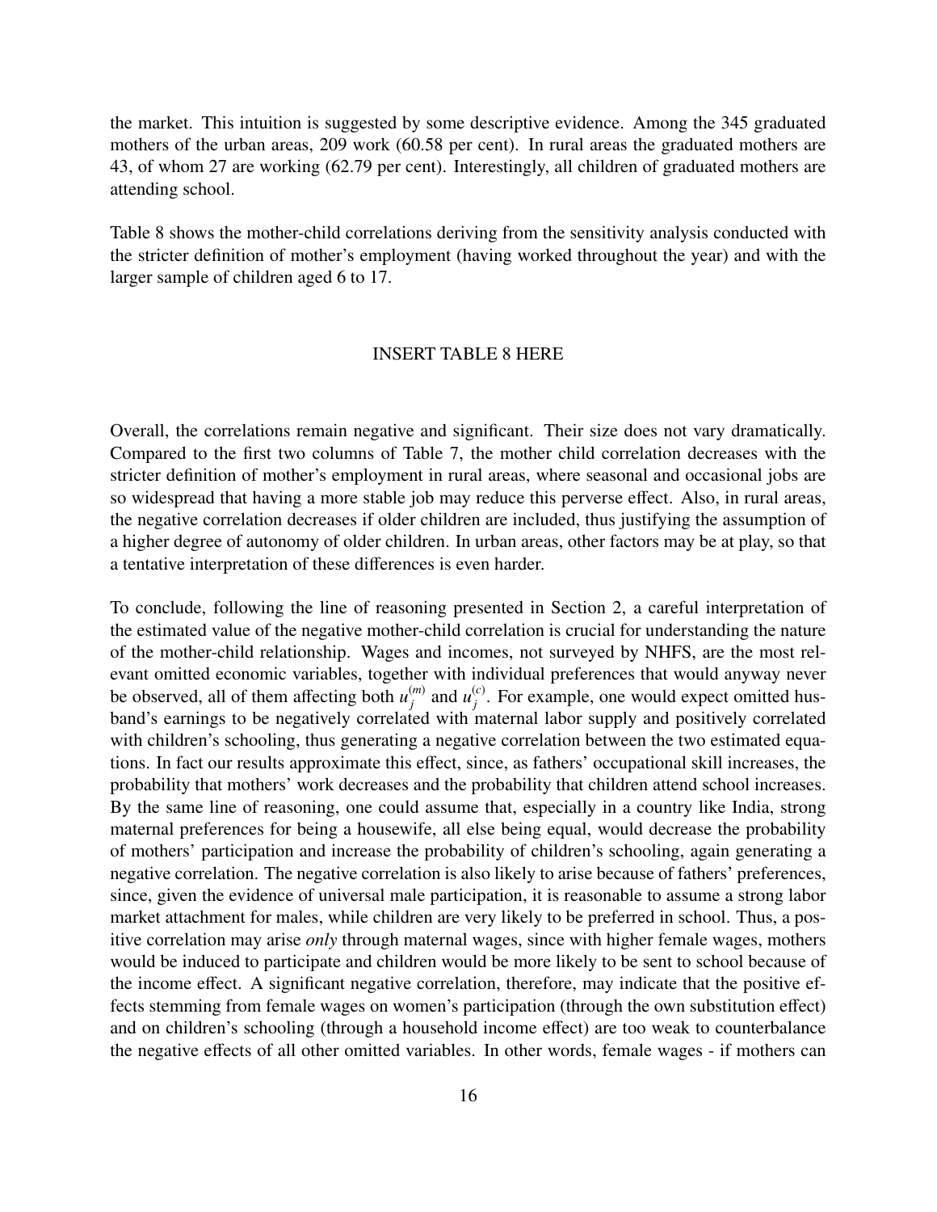the market. This intuition is suggested by some descriptive evidence. Among the 345 graduated mothers of the urban areas, 209 work (60.58 per cent). In rural areas the graduated mothers are 43, of whom 27 are working (62.79 per cent). Interestingly, all children of graduated mothers are attending school.

Table 8 shows the mother-child correlations deriving from the sensitivity analysis conducted with the stricter definition of mother's employment (having worked throughout the year) and with the larger sample of children aged 6 to 17.

INSERT TABLE 8 HERE

Overall, the correlations remain negative and significant. Their size does not vary dramatically. Compared to the first two columns of Table 7, the mother child correlation decreases with the stricter definition of mother's employment in rural areas, where seasonal and occasional jobs are so widespread that having a more stable job may reduce this perverse effect. Also, in rural areas, the negative correlation decreases if older children are included, thus justifying the assumption of a higher degree of autonomy of older children. In urban areas, other factors may be at play, so that a tentative interpretation of these differences is even harder.

To conclude, following the line of reasoning presented in Section 2, a careful interpretation of the estimated value of the negative mother-child correlation is crucial for understanding the nature of the mother-child relationship. Wages and incomes, not surveyed by NHFS, are the most relevant omitted economic variables, together with individual preferences that would anyway never be observed, all of them affecting both $u_j^{(m)}$ and $u_j^{(c)}$. For example, one would expect omitted husband's earnings to be negatively correlated with maternal labor supply and positively correlated with children's schooling, thus generating a negative correlation between the two estimated equations. In fact our results approximate this effect, since, as fathers' occupational skill increases, the probability that mothers' work decreases and the probability that children attend school increases. By the same line of reasoning, one could assume that, especially in a country like India, strong maternal preferences for being a housewife, all else being equal, would decrease the probability of mothers' participation and increase the probability of children's schooling, again generating a negative correlation. The negative correlation is also likely to arise because of fathers' preferences, since, given the evidence of universal male participation, it is reasonable to assume a strong labor market attachment for males, while children are very likely to be preferred in school. Thus, a positive correlation may arise *only* through maternal wages, since with higher female wages, mothers would be induced to participate and children would be more likely to be sent to school because of the income effect. A significant negative correlation, therefore, may indicate that the positive effects stemming from female wages on women's participation (through the own substitution effect) and on children's schooling (through a household income effect) are too weak to counterbalance the negative effects of all other omitted variables. In other words, female wages - if mothers can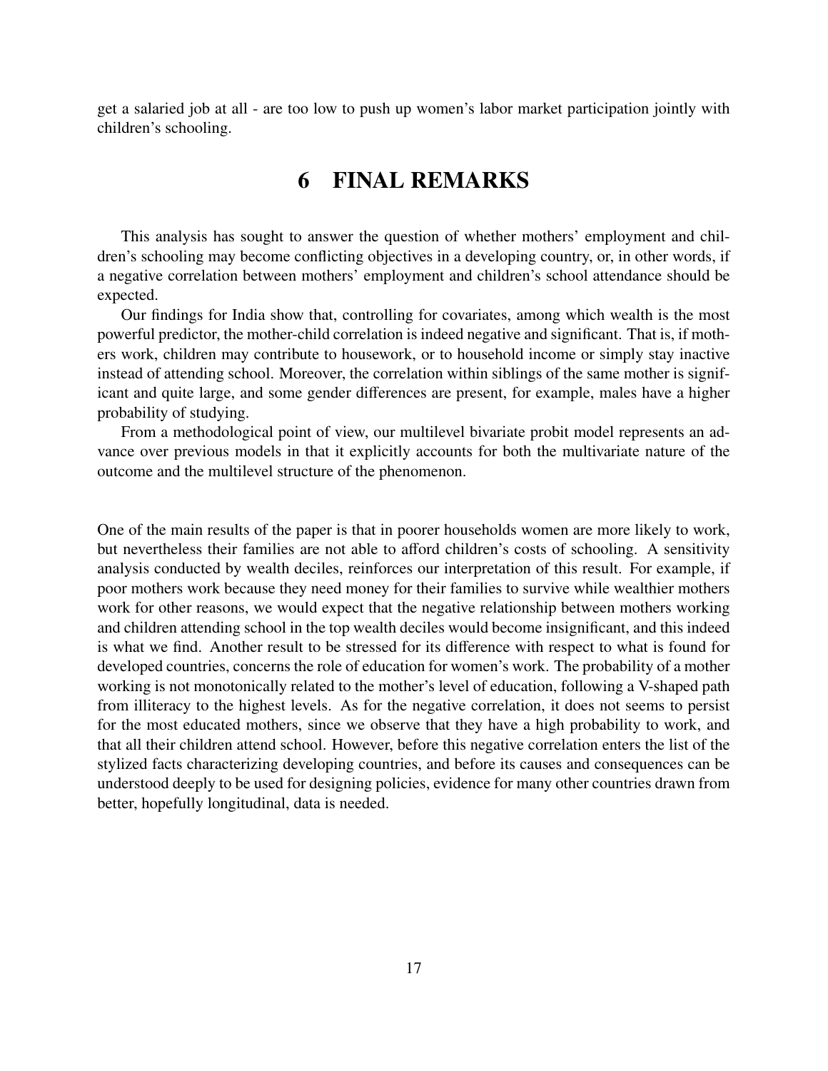get a salaried job at all - are too low to push up women's labor market participation jointly with children's schooling.

# 6 FINAL REMARKS

This analysis has sought to answer the question of whether mothers' employment and children's schooling may become conflicting objectives in a developing country, or, in other words, if a negative correlation between mothers' employment and children's school attendance should be expected.

Our findings for India show that, controlling for covariates, among which wealth is the most powerful predictor, the mother-child correlation is indeed negative and significant. That is, if mothers work, children may contribute to housework, or to household income or simply stay inactive instead of attending school. Moreover, the correlation within siblings of the same mother is significant and quite large, and some gender differences are present, for example, males have a higher probability of studying.

From a methodological point of view, our multilevel bivariate probit model represents an advance over previous models in that it explicitly accounts for both the multivariate nature of the outcome and the multilevel structure of the phenomenon.

One of the main results of the paper is that in poorer households women are more likely to work, but nevertheless their families are not able to afford children's costs of schooling. A sensitivity analysis conducted by wealth deciles, reinforces our interpretation of this result. For example, if poor mothers work because they need money for their families to survive while wealthier mothers work for other reasons, we would expect that the negative relationship between mothers working and children attending school in the top wealth deciles would become insignificant, and this indeed is what we find. Another result to be stressed for its difference with respect to what is found for developed countries, concerns the role of education for women's work. The probability of a mother working is not monotonically related to the mother's level of education, following a V-shaped path from illiteracy to the highest levels. As for the negative correlation, it does not seems to persist for the most educated mothers, since we observe that they have a high probability to work, and that all their children attend school. However, before this negative correlation enters the list of the stylized facts characterizing developing countries, and before its causes and consequences can be understood deeply to be used for designing policies, evidence for many other countries drawn from better, hopefully longitudinal, data is needed.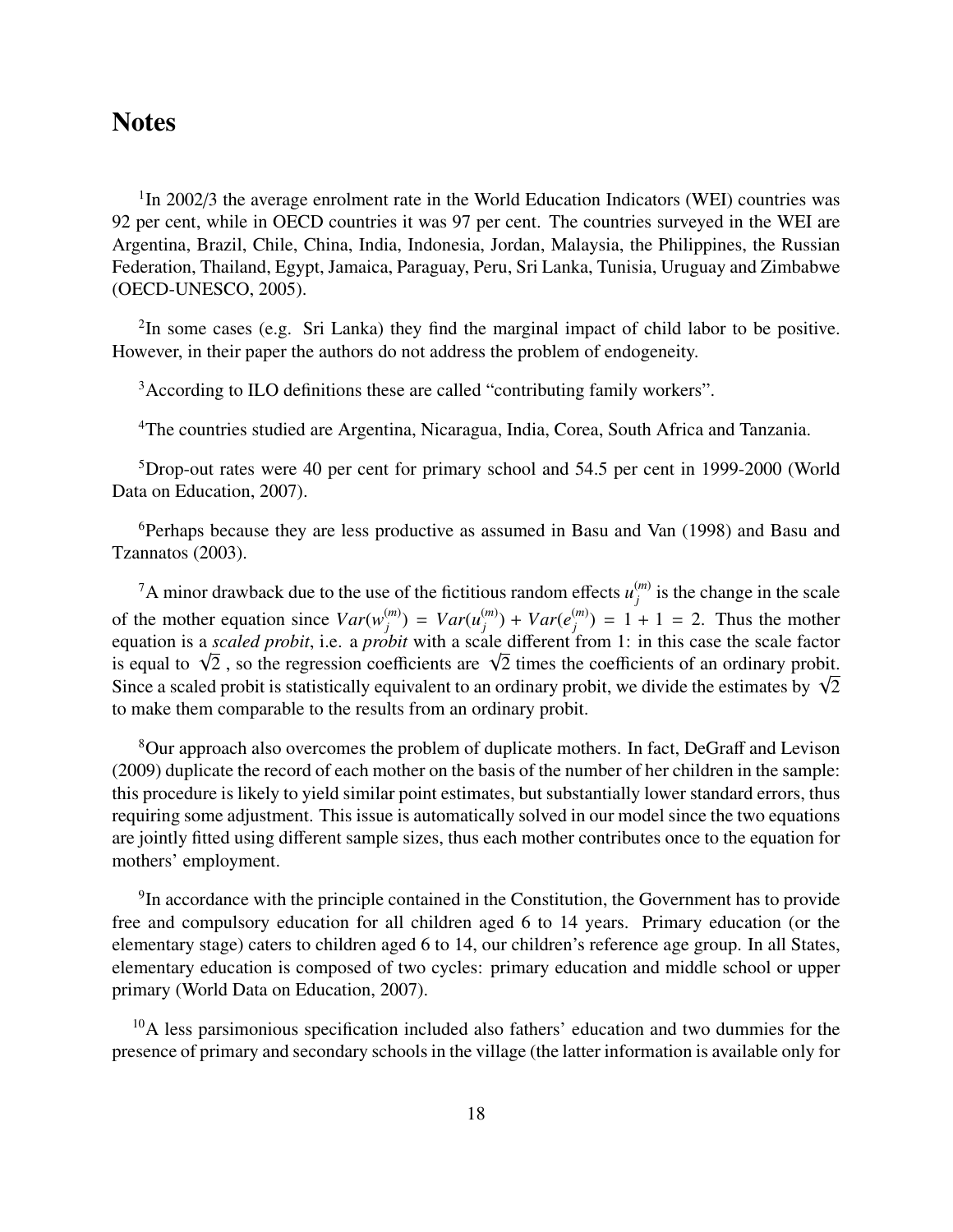## Notes

[1]In 2002/3 the average enrolment rate in the World Education Indicators (WEI) countries was 92 per cent, while in OECD countries it was 97 per cent. The countries surveyed in the WEI are Argentina, Brazil, Chile, China, India, Indonesia, Jordan, Malaysia, the Philippines, the Russian Federation, Thailand, Egypt, Jamaica, Paraguay, Peru, Sri Lanka, Tunisia, Uruguay and Zimbabwe (OECD-UNESCO, 2005).

[2]In some cases (e.g. Sri Lanka) they find the marginal impact of child labor to be positive. However, in their paper the authors do not address the problem of endogeneity.

[3]According to ILO definitions these are called "contributing family workers".

[4]The countries studied are Argentina, Nicaragua, India, Corea, South Africa and Tanzania.

[5]Drop-out rates were 40 per cent for primary school and 54.5 per cent in 1999-2000 (World Data on Education, 2007).

[6]Perhaps because they are less productive as assumed in Basu and Van (1998) and Basu and Tzannatos (2003).

[7]A minor drawback due to the use of the fictitious random effects $u_j^{(m)}$ is the change in the scale of the mother equation since $Var(w_j^{(m)}) = Var(u_j^{(m)}) + Var(e_j^{(m)}) = 1 + 1 = 2$. Thus the mother equation is a *scaled probit*, i.e. a *probit* with a scale different from 1: in this case the scale factor is equal to $\sqrt{2}$ , so the regression coefficients are $\sqrt{2}$ times the coefficients of an ordinary probit. Since a scaled probit is statistically equivalent to an ordinary probit, we divide the estimates by $\sqrt{2}$ to make them comparable to the results from an ordinary probit.

[8]Our approach also overcomes the problem of duplicate mothers. In fact, DeGraff and Levison (2009) duplicate the record of each mother on the basis of the number of her children in the sample: this procedure is likely to yield similar point estimates, but substantially lower standard errors, thus requiring some adjustment. This issue is automatically solved in our model since the two equations are jointly fitted using different sample sizes, thus each mother contributes once to the equation for mothers' employment.

[9]In accordance with the principle contained in the Constitution, the Government has to provide free and compulsory education for all children aged 6 to 14 years. Primary education (or the elementary stage) caters to children aged 6 to 14, our children's reference age group. In all States, elementary education is composed of two cycles: primary education and middle school or upper primary (World Data on Education, 2007).

[10]A less parsimonious specification included also fathers' education and two dummies for the presence of primary and secondary schools in the village (the latter information is available only for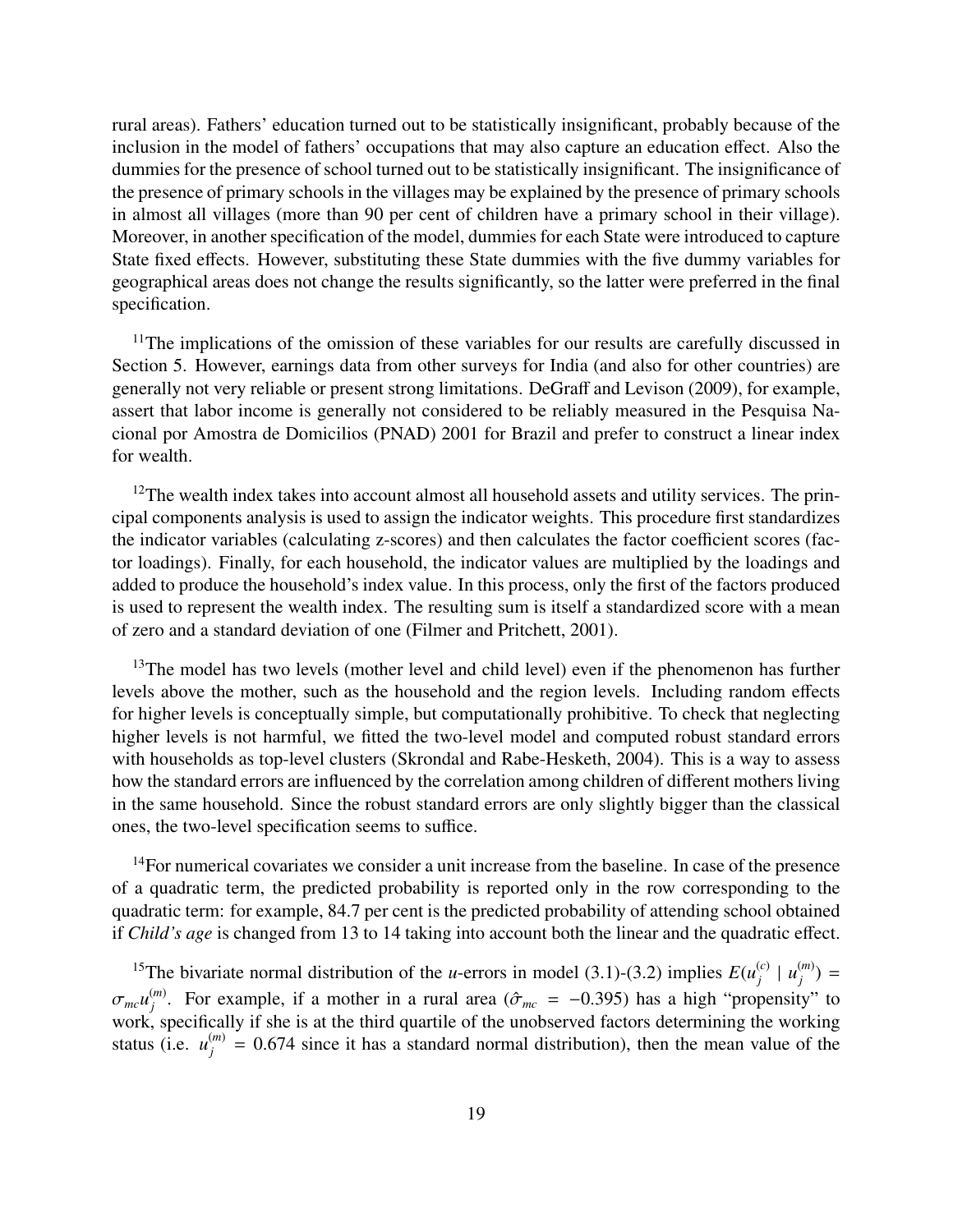rural areas). Fathers' education turned out to be statistically insignificant, probably because of the inclusion in the model of fathers' occupations that may also capture an education effect. Also the dummies for the presence of school turned out to be statistically insignificant. The insignificance of the presence of primary schools in the villages may be explained by the presence of primary schools in almost all villages (more than 90 per cent of children have a primary school in their village). Moreover, in another specification of the model, dummies for each State were introduced to capture State fixed effects. However, substituting these State dummies with the five dummy variables for geographical areas does not change the results significantly, so the latter were preferred in the final specification.

[11]The implications of the omission of these variables for our results are carefully discussed in Section 5. However, earnings data from other surveys for India (and also for other countries) are generally not very reliable or present strong limitations. DeGraff and Levison (2009), for example, assert that labor income is generally not considered to be reliably measured in the Pesquisa Nacional por Amostra de Domicilios (PNAD) 2001 for Brazil and prefer to construct a linear index for wealth.

[12]The wealth index takes into account almost all household assets and utility services. The principal components analysis is used to assign the indicator weights. This procedure first standardizes the indicator variables (calculating z-scores) and then calculates the factor coefficient scores (factor loadings). Finally, for each household, the indicator values are multiplied by the loadings and added to produce the household's index value. In this process, only the first of the factors produced is used to represent the wealth index. The resulting sum is itself a standardized score with a mean of zero and a standard deviation of one (Filmer and Pritchett, 2001).

[13]The model has two levels (mother level and child level) even if the phenomenon has further levels above the mother, such as the household and the region levels. Including random effects for higher levels is conceptually simple, but computationally prohibitive. To check that neglecting higher levels is not harmful, we fitted the two-level model and computed robust standard errors with households as top-level clusters (Skrondal and Rabe-Hesketh, 2004). This is a way to assess how the standard errors are influenced by the correlation among children of different mothers living in the same household. Since the robust standard errors are only slightly bigger than the classical ones, the two-level specification seems to suffice.

[14]For numerical covariates we consider a unit increase from the baseline. In case of the presence of a quadratic term, the predicted probability is reported only in the row corresponding to the quadratic term: for example, 84.7 per cent is the predicted probability of attending school obtained if *Child's age* is changed from 13 to 14 taking into account both the linear and the quadratic effect.

[15]The bivariate normal distribution of the $u$-errors in model (3.1)-(3.2) implies $E(u_j^{(c)} \mid u_j^{(m)}) = \sigma_{mc} u_j^{(m)}$. For example, if a mother in a rural area ($\hat{\sigma}_{mc} = -0.395$) has a high "propensity" to work, specifically if she is at the third quartile of the unobserved factors determining the working status (i.e. $u_j^{(m)} = 0.674$ since it has a standard normal distribution), then the mean value of the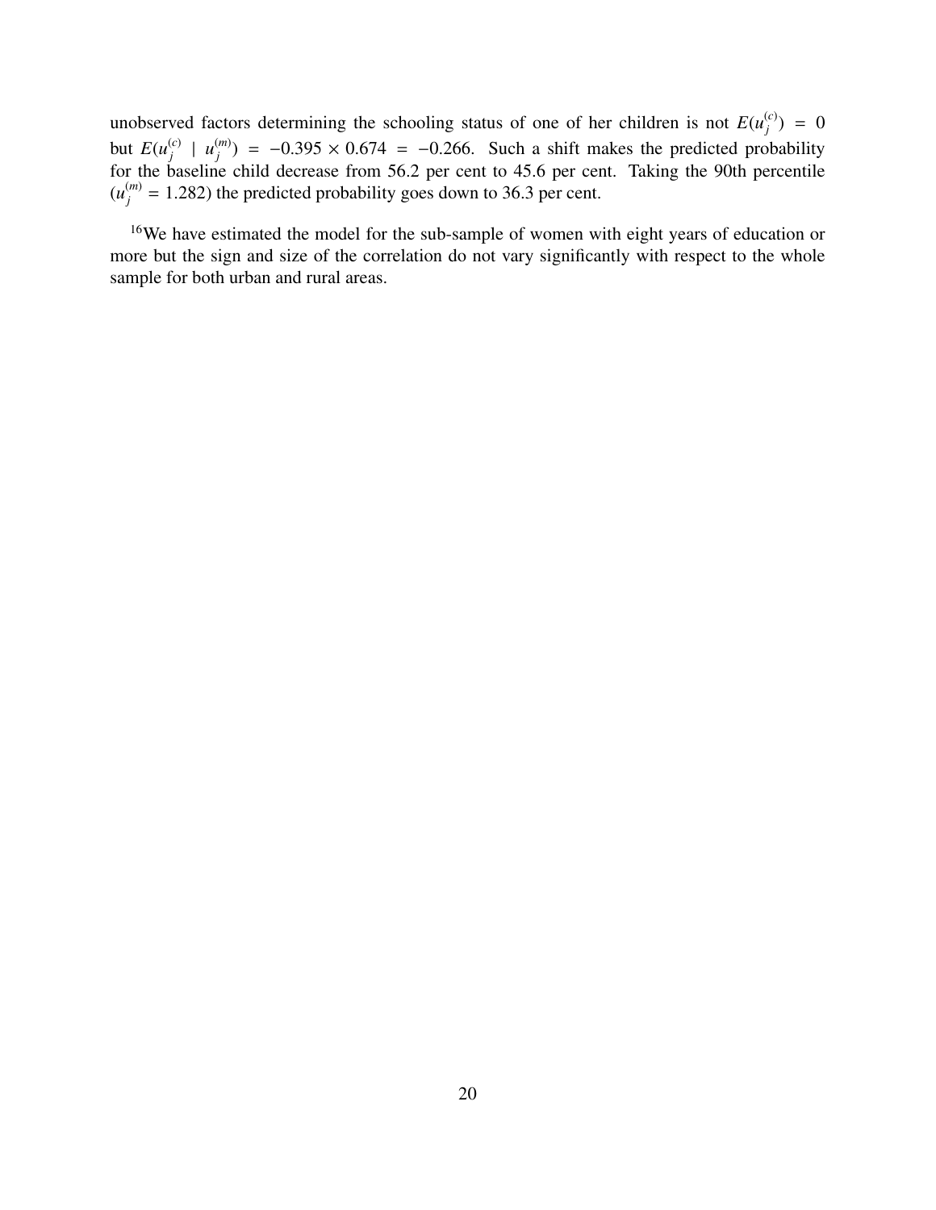unobserved factors determining the schooling status of one of her children is not $E(u_j^{(c)}) = 0$ but $E(u_j^{(c)} \mid u_j^{(m)}) = -0.395 \times 0.674 = -0.266$. Such a shift makes the predicted probability for the baseline child decrease from 56.2 per cent to 45.6 per cent. Taking the 90th percentile ($u_j^{(m)} = 1.282$) the predicted probability goes down to 36.3 per cent.

[16]We have estimated the model for the sub-sample of women with eight years of education or more but the sign and size of the correlation do not vary significantly with respect to the whole sample for both urban and rural areas.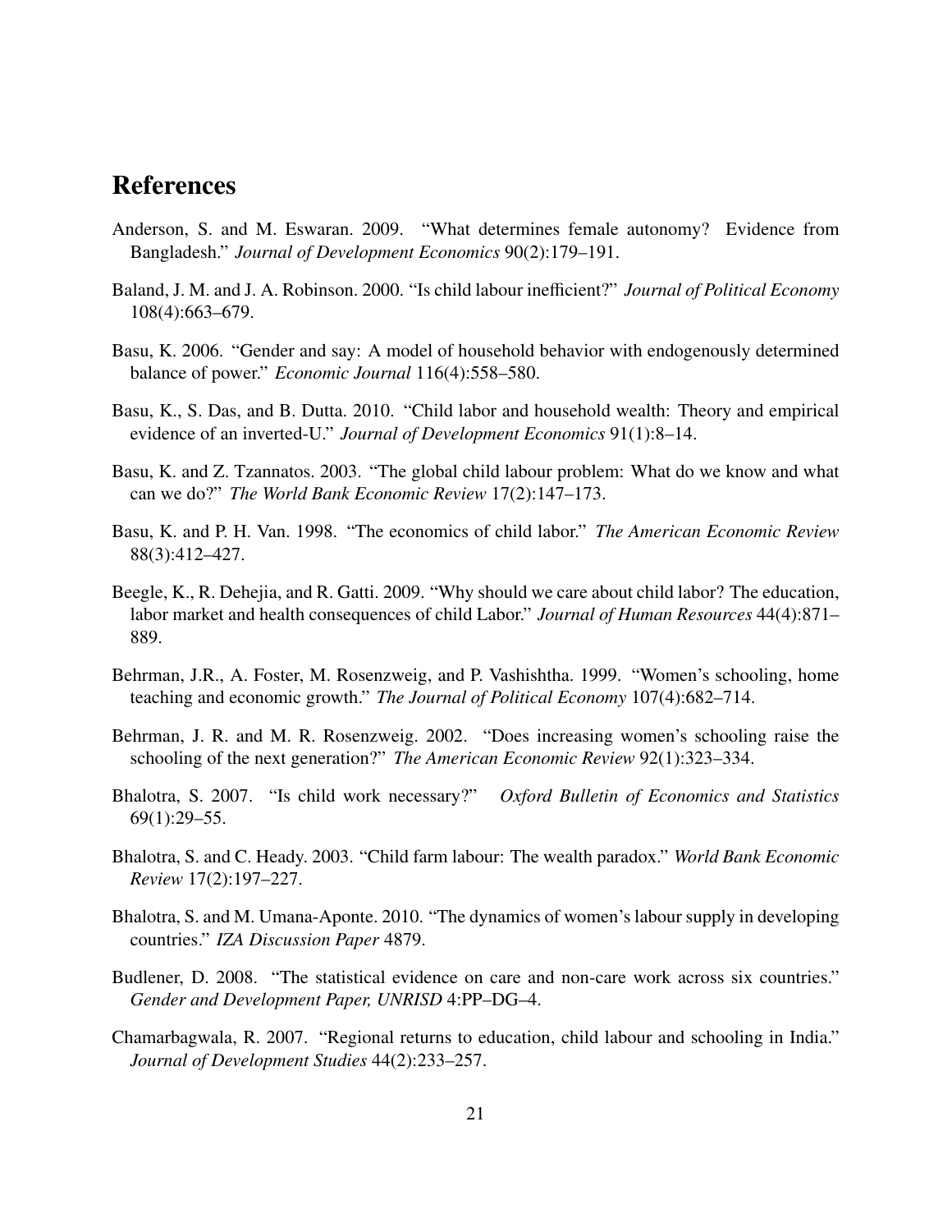# References

Anderson, S. and M. Eswaran. 2009. "What determines female autonomy? Evidence from Bangladesh." *Journal of Development Economics* 90(2):179–191.

Baland, J. M. and J. A. Robinson. 2000. "Is child labour inefficient?" *Journal of Political Economy* 108(4):663–679.

Basu, K. 2006. "Gender and say: A model of household behavior with endogenously determined balance of power." *Economic Journal* 116(4):558–580.

Basu, K., S. Das, and B. Dutta. 2010. "Child labor and household wealth: Theory and empirical evidence of an inverted-U." *Journal of Development Economics* 91(1):8–14.

Basu, K. and Z. Tzannatos. 2003. "The global child labour problem: What do we know and what can we do?" *The World Bank Economic Review* 17(2):147–173.

Basu, K. and P. H. Van. 1998. "The economics of child labor." *The American Economic Review* 88(3):412–427.

Beegle, K., R. Dehejia, and R. Gatti. 2009. "Why should we care about child labor? The education, labor market and health consequences of child Labor." *Journal of Human Resources* 44(4):871–889.

Behrman, J.R., A. Foster, M. Rosenzweig, and P. Vashishtha. 1999. "Women's schooling, home teaching and economic growth." *The Journal of Political Economy* 107(4):682–714.

Behrman, J. R. and M. R. Rosenzweig. 2002. "Does increasing women's schooling raise the schooling of the next generation?" *The American Economic Review* 92(1):323–334.

Bhalotra, S. 2007. "Is child work necessary?" *Oxford Bulletin of Economics and Statistics* 69(1):29–55.

Bhalotra, S. and C. Heady. 2003. "Child farm labour: The wealth paradox." *World Bank Economic Review* 17(2):197–227.

Bhalotra, S. and M. Umana-Aponte. 2010. "The dynamics of women's labour supply in developing countries." *IZA Discussion Paper* 4879.

Budlener, D. 2008. "The statistical evidence on care and non-care work across six countries." *Gender and Development Paper, UNRISD* 4:PP–DG–4.

Chamarbagwala, R. 2007. "Regional returns to education, child labour and schooling in India." *Journal of Development Studies* 44(2):233–257.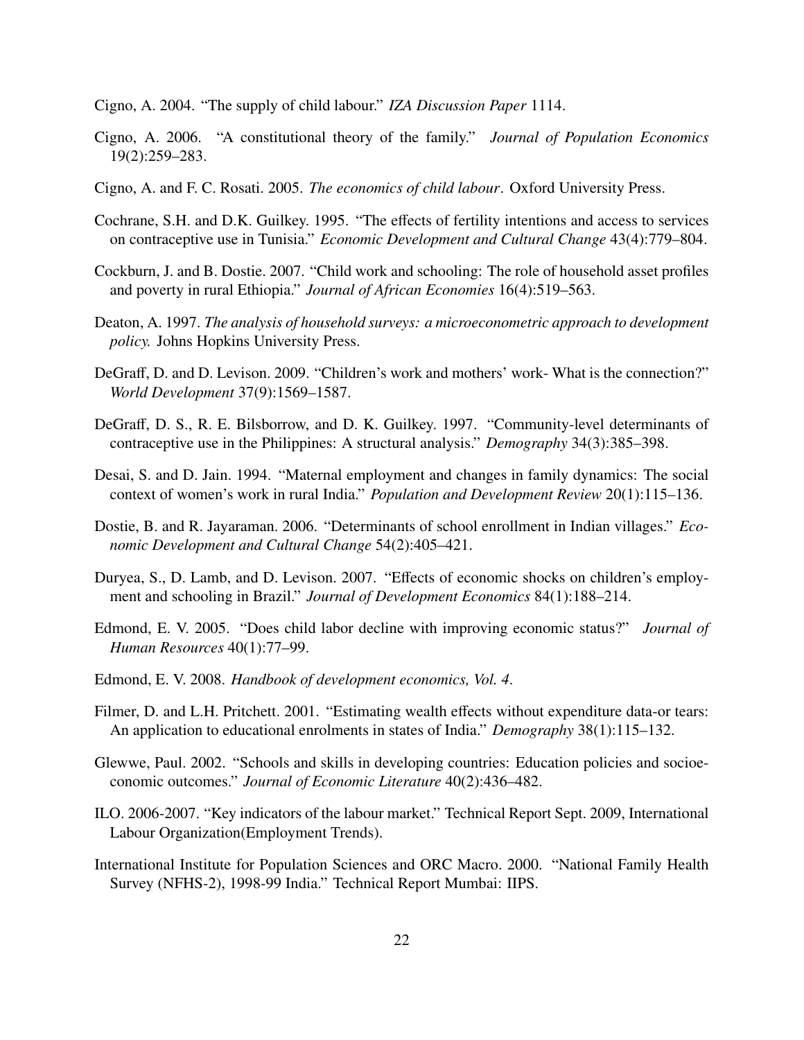Cigno, A. 2004. "The supply of child labour." *IZA Discussion Paper* 1114.

Cigno, A. 2006. "A constitutional theory of the family." *Journal of Population Economics* 19(2):259–283.

Cigno, A. and F. C. Rosati. 2005. *The economics of child labour*. Oxford University Press.

Cochrane, S.H. and D.K. Guilkey. 1995. "The effects of fertility intentions and access to services on contraceptive use in Tunisia." *Economic Development and Cultural Change* 43(4):779–804.

Cockburn, J. and B. Dostie. 2007. "Child work and schooling: The role of household asset profiles and poverty in rural Ethiopia." *Journal of African Economies* 16(4):519–563.

Deaton, A. 1997. *The analysis of household surveys: a microeconometric approach to development policy.* Johns Hopkins University Press.

DeGraff, D. and D. Levison. 2009. "Children's work and mothers' work- What is the connection?" *World Development* 37(9):1569–1587.

DeGraff, D. S., R. E. Bilsborrow, and D. K. Guilkey. 1997. "Community-level determinants of contraceptive use in the Philippines: A structural analysis." *Demography* 34(3):385–398.

Desai, S. and D. Jain. 1994. "Maternal employment and changes in family dynamics: The social context of women's work in rural India." *Population and Development Review* 20(1):115–136.

Dostie, B. and R. Jayaraman. 2006. "Determinants of school enrollment in Indian villages." *Economic Development and Cultural Change* 54(2):405–421.

Duryea, S., D. Lamb, and D. Levison. 2007. "Effects of economic shocks on children's employment and schooling in Brazil." *Journal of Development Economics* 84(1):188–214.

Edmond, E. V. 2005. "Does child labor decline with improving economic status?" *Journal of Human Resources* 40(1):77–99.

Edmond, E. V. 2008. *Handbook of development economics, Vol. 4*.

Filmer, D. and L.H. Pritchett. 2001. "Estimating wealth effects without expenditure data-or tears: An application to educational enrolments in states of India." *Demography* 38(1):115–132.

Glewwe, Paul. 2002. "Schools and skills in developing countries: Education policies and socioeconomic outcomes." *Journal of Economic Literature* 40(2):436–482.

ILO. 2006-2007. "Key indicators of the labour market." Technical Report Sept. 2009, International Labour Organization(Employment Trends).

International Institute for Population Sciences and ORC Macro. 2000. "National Family Health Survey (NFHS-2), 1998-99 India." Technical Report Mumbai: IIPS.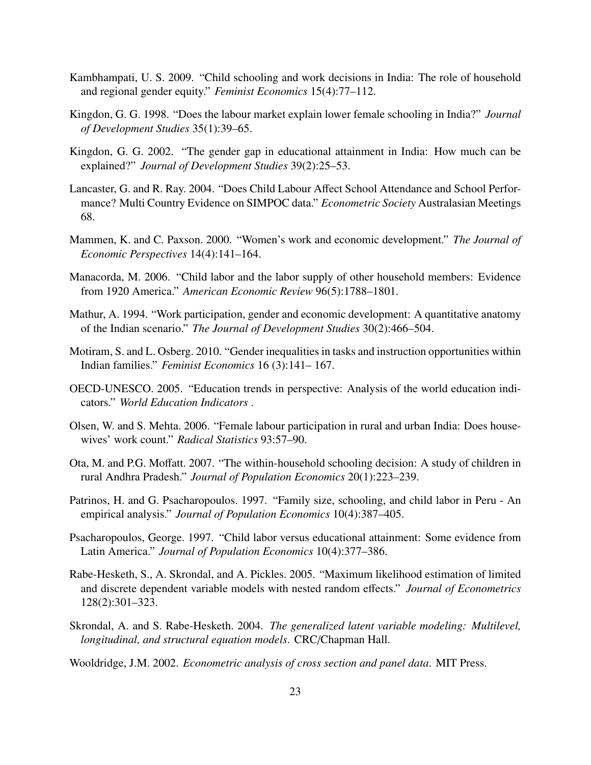Kambhampati, U. S. 2009. "Child schooling and work decisions in India: The role of household and regional gender equity." *Feminist Economics* 15(4):77–112.

Kingdon, G. G. 1998. "Does the labour market explain lower female schooling in India?" *Journal of Development Studies* 35(1):39–65.

Kingdon, G. G. 2002. "The gender gap in educational attainment in India: How much can be explained?" *Journal of Development Studies* 39(2):25–53.

Lancaster, G. and R. Ray. 2004. "Does Child Labour Affect School Attendance and School Performance? Multi Country Evidence on SIMPOC data." *Econometric Society* Australasian Meetings 68.

Mammen, K. and C. Paxson. 2000. "Women's work and economic development." *The Journal of Economic Perspectives* 14(4):141–164.

Manacorda, M. 2006. "Child labor and the labor supply of other household members: Evidence from 1920 America." *American Economic Review* 96(5):1788–1801.

Mathur, A. 1994. "Work participation, gender and economic development: A quantitative anatomy of the Indian scenario." *The Journal of Development Studies* 30(2):466–504.

Motiram, S. and L. Osberg. 2010. "Gender inequalities in tasks and instruction opportunities within Indian families." *Feminist Economics* 16 (3):141– 167.

OECD-UNESCO. 2005. "Education trends in perspective: Analysis of the world education indicators." *World Education Indicators* .

Olsen, W. and S. Mehta. 2006. "Female labour participation in rural and urban India: Does housewives' work count." *Radical Statistics* 93:57–90.

Ota, M. and P.G. Moffatt. 2007. "The within-household schooling decision: A study of children in rural Andhra Pradesh." *Journal of Population Economics* 20(1):223–239.

Patrinos, H. and G. Psacharopoulos. 1997. "Family size, schooling, and child labor in Peru - An empirical analysis." *Journal of Population Economics* 10(4):387–405.

Psacharopoulos, George. 1997. "Child labor versus educational attainment: Some evidence from Latin America." *Journal of Population Economics* 10(4):377–386.

Rabe-Hesketh, S., A. Skrondal, and A. Pickles. 2005. "Maximum likelihood estimation of limited and discrete dependent variable models with nested random effects." *Journal of Econometrics* 128(2):301–323.

Skrondal, A. and S. Rabe-Hesketh. 2004. *The generalized latent variable modeling: Multilevel, longitudinal, and structural equation models*. CRC/Chapman Hall.

Wooldridge, J.M. 2002. *Econometric analysis of cross section and panel data*. MIT Press.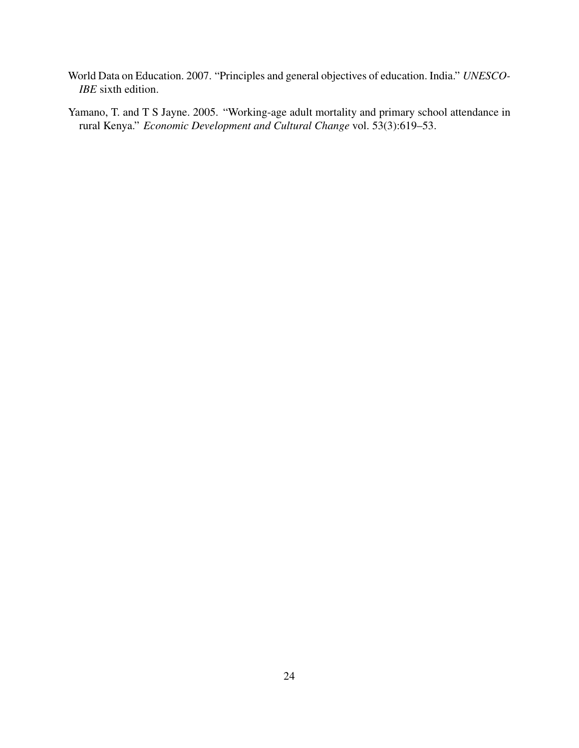World Data on Education. 2007. "Principles and general objectives of education. India." *UNESCO-IBE* sixth edition.

Yamano, T. and T S Jayne. 2005. "Working-age adult mortality and primary school attendance in rural Kenya." *Economic Development and Cultural Change* vol. 53(3):619–53.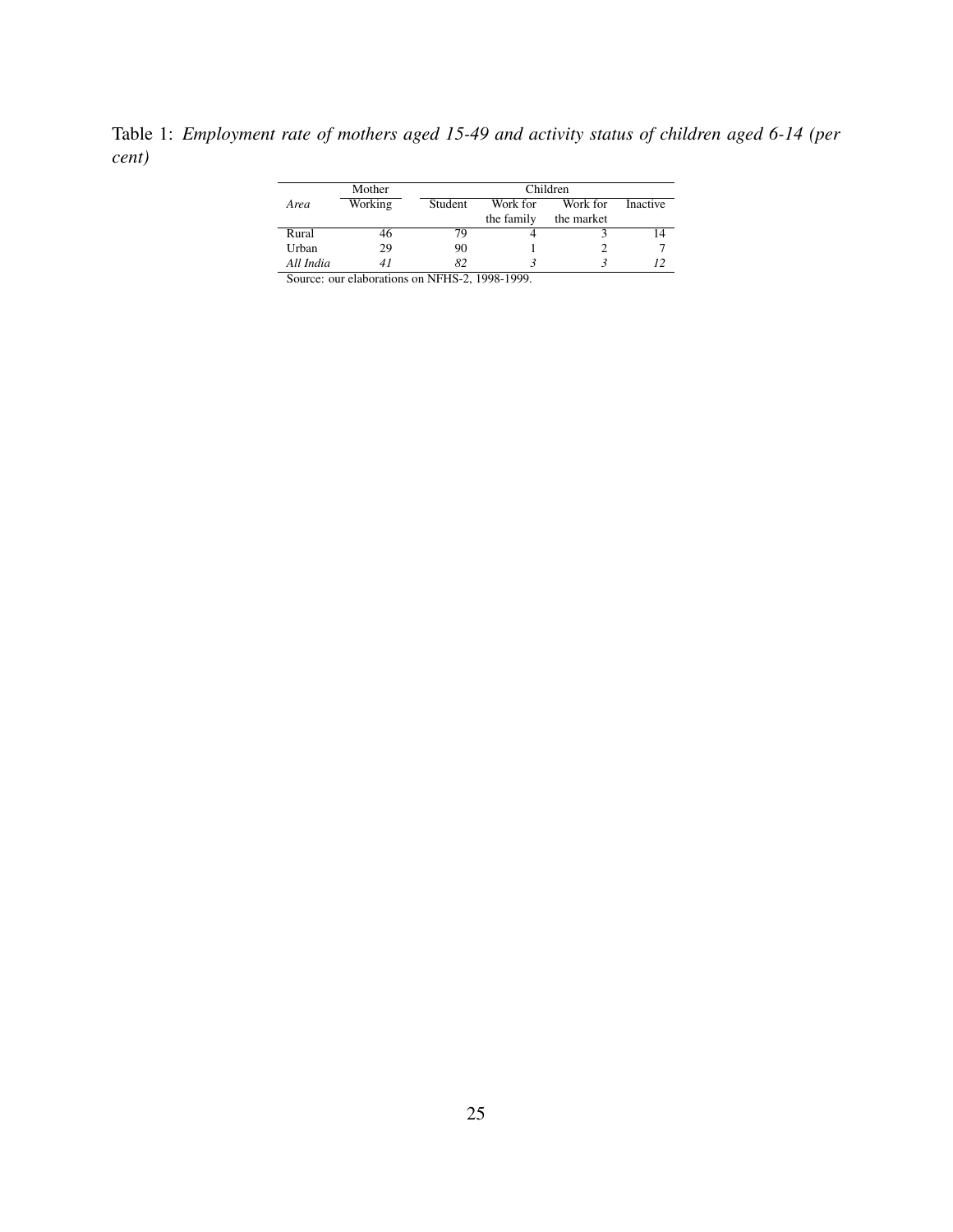Table 1: *Employment rate of mothers aged 15-49 and activity status of children aged 6-14 (per cent)*

| | Mother | Children | | | |
|---|---|---|---|---|---|
| *Area* | Working | Student | Work for the family | Work for the market | Inactive |
| Rural | 46 | 79 | 4 | 3 | 14 |
| Urban | 29 | 90 | 1 | 2 | 7 |
| *All India* | *41* | *82* | *3* | *3* | *12* |

Source: our elaborations on NFHS-2, 1998-1999.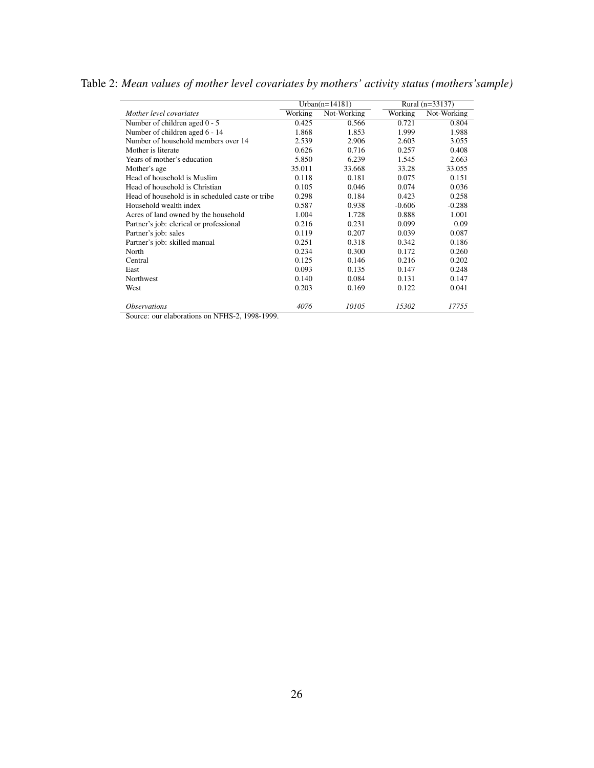Table 2: *Mean values of mother level covariates by mothers' activity status (mothers'sample)*

| | Urban(n=14181) | | Rural (n=33137) | |
|---|---|---|---|---|
| *Mother level covariates* | Working | Not-Working | Working | Not-Working |
| Number of children aged 0 - 5 | 0.425 | 0.566 | 0.721 | 0.804 |
| Number of children aged 6 - 14 | 1.868 | 1.853 | 1.999 | 1.988 |
| Number of household members over 14 | 2.539 | 2.906 | 2.603 | 3.055 |
| Mother is literate | 0.626 | 0.716 | 0.257 | 0.408 |
| Years of mother's education | 5.850 | 6.239 | 1.545 | 2.663 |
| Mother's age | 35.011 | 33.668 | 33.28 | 33.055 |
| Head of household is Muslim | 0.118 | 0.181 | 0.075 | 0.151 |
| Head of household is Christian | 0.105 | 0.046 | 0.074 | 0.036 |
| Head of household is in scheduled caste or tribe | 0.298 | 0.184 | 0.423 | 0.258 |
| Household wealth index | 0.587 | 0.938 | -0.606 | -0.288 |
| Acres of land owned by the household | 1.004 | 1.728 | 0.888 | 1.001 |
| Partner's job: clerical or professional | 0.216 | 0.231 | 0.099 | 0.09 |
| Partner's job: sales | 0.119 | 0.207 | 0.039 | 0.087 |
| Partner's job: skilled manual | 0.251 | 0.318 | 0.342 | 0.186 |
| North | 0.234 | 0.300 | 0.172 | 0.260 |
| Central | 0.125 | 0.146 | 0.216 | 0.202 |
| East | 0.093 | 0.135 | 0.147 | 0.248 |
| Northwest | 0.140 | 0.084 | 0.131 | 0.147 |
| West | 0.203 | 0.169 | 0.122 | 0.041 |
| *Observations* | *4076* | *10105* | *15302* | *17755* |

Source: our elaborations on NFHS-2, 1998-1999.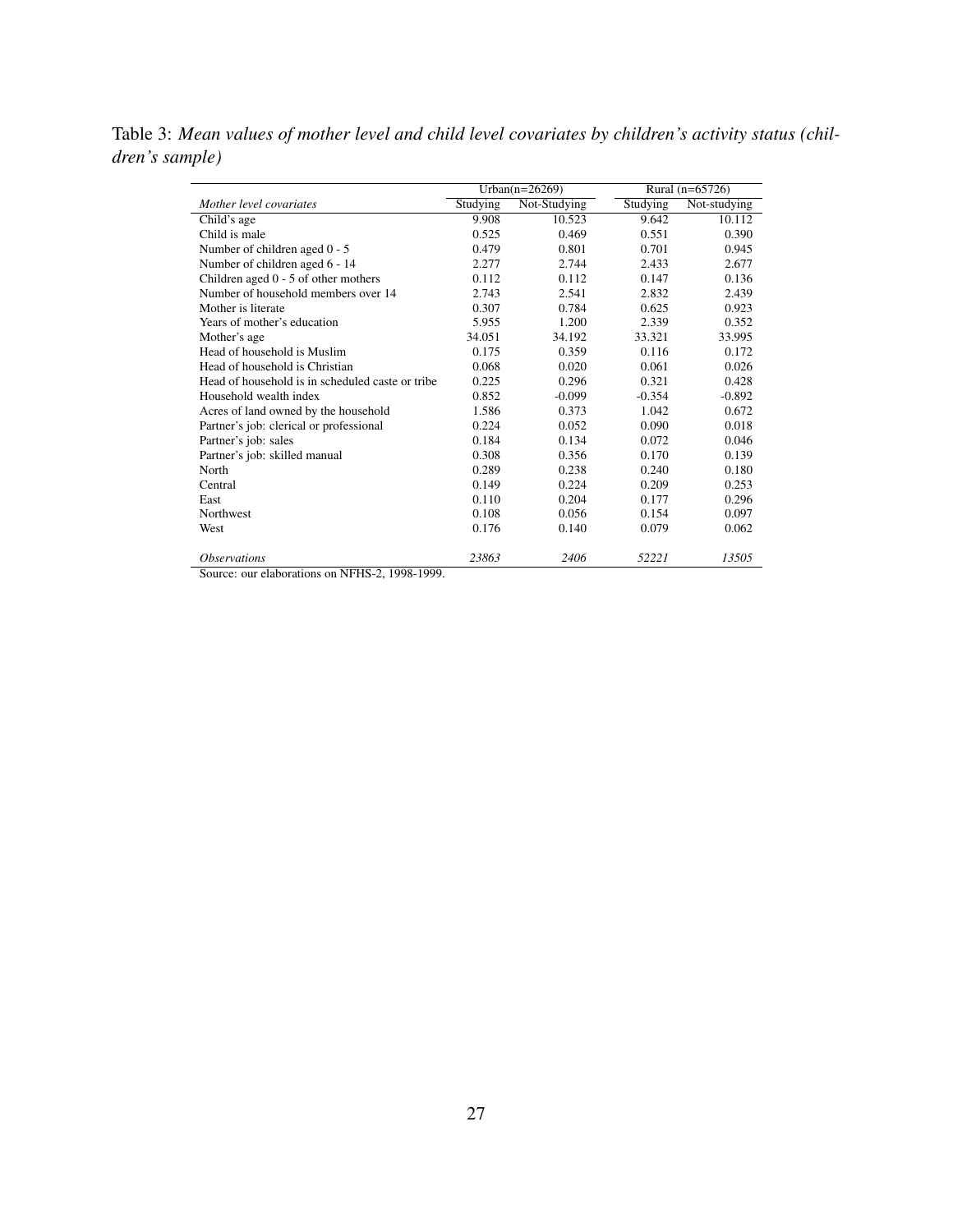Table 3: *Mean values of mother level and child level covariates by children's activity status (children's sample)*

| | Urban(n=26269) | | Rural (n=65726) | |
|---|---|---|---|---|
| *Mother level covariates* | Studying | Not-Studying | Studying | Not-studying |
| Child's age | 9.908 | 10.523 | 9.642 | 10.112 |
| Child is male | 0.525 | 0.469 | 0.551 | 0.390 |
| Number of children aged 0 - 5 | 0.479 | 0.801 | 0.701 | 0.945 |
| Number of children aged 6 - 14 | 2.277 | 2.744 | 2.433 | 2.677 |
| Children aged 0 - 5 of other mothers | 0.112 | 0.112 | 0.147 | 0.136 |
| Number of household members over 14 | 2.743 | 2.541 | 2.832 | 2.439 |
| Mother is literate | 0.307 | 0.784 | 0.625 | 0.923 |
| Years of mother's education | 5.955 | 1.200 | 2.339 | 0.352 |
| Mother's age | 34.051 | 34.192 | 33.321 | 33.995 |
| Head of household is Muslim | 0.175 | 0.359 | 0.116 | 0.172 |
| Head of household is Christian | 0.068 | 0.020 | 0.061 | 0.026 |
| Head of household is in scheduled caste or tribe | 0.225 | 0.296 | 0.321 | 0.428 |
| Household wealth index | 0.852 | -0.099 | -0.354 | -0.892 |
| Acres of land owned by the household | 1.586 | 0.373 | 1.042 | 0.672 |
| Partner's job: clerical or professional | 0.224 | 0.052 | 0.090 | 0.018 |
| Partner's job: sales | 0.184 | 0.134 | 0.072 | 0.046 |
| Partner's job: skilled manual | 0.308 | 0.356 | 0.170 | 0.139 |
| North | 0.289 | 0.238 | 0.240 | 0.180 |
| Central | 0.149 | 0.224 | 0.209 | 0.253 |
| East | 0.110 | 0.204 | 0.177 | 0.296 |
| Northwest | 0.108 | 0.056 | 0.154 | 0.097 |
| West | 0.176 | 0.140 | 0.079 | 0.062 |
| *Observations* | *23863* | *2406* | *52221* | *13505* |

Source: our elaborations on NFHS-2, 1998-1999.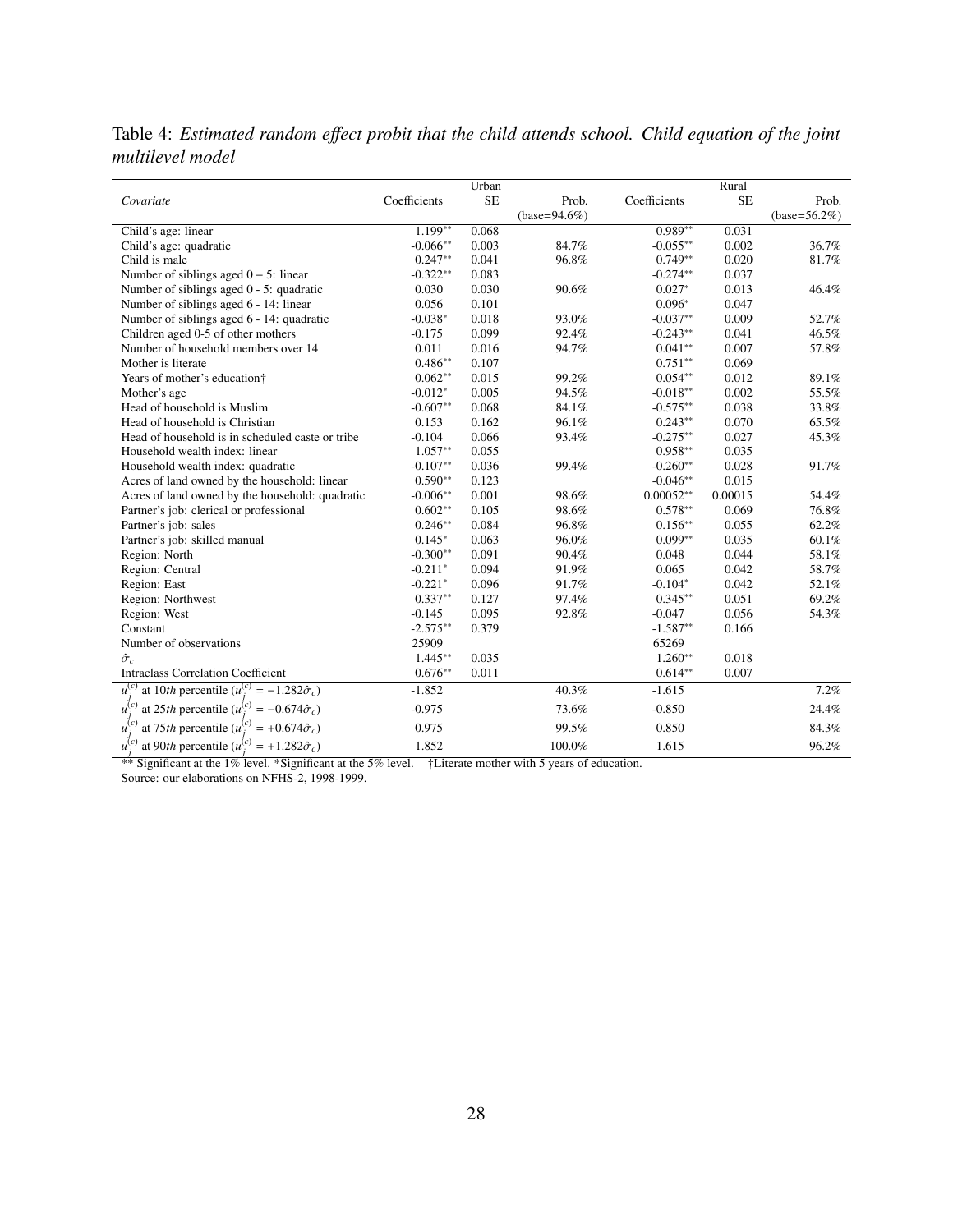Table 4: *Estimated random effect probit that the child attends school. Child equation of the joint multilevel model*

| *Covariate* | Urban | | | Rural | | |
|---|---|---|---|---|---|---|
| | Coefficients | SE | Prob. (base=94.6%) | Coefficients | SE | Prob. (base=56.2%) |
| Child's age: linear | 1.199** | 0.068 | | 0.989** | 0.031 | |
| Child's age: quadratic | -0.066** | 0.003 | 84.7% | -0.055** | 0.002 | 36.7% |
| Child is male | 0.247** | 0.041 | 96.8% | 0.749** | 0.020 | 81.7% |
| Number of siblings aged $0-5$: linear | -0.322** | 0.083 | | -0.274** | 0.037 | |
| Number of siblings aged 0 - 5: quadratic | 0.030 | 0.030 | 90.6% | 0.027* | 0.013 | 46.4% |
| Number of siblings aged 6 - 14: linear | 0.056 | 0.101 | | 0.096* | 0.047 | |
| Number of siblings aged 6 - 14: quadratic | -0.038* | 0.018 | 93.0% | -0.037** | 0.009 | 52.7% |
| Children aged 0-5 of other mothers | -0.175 | 0.099 | 92.4% | -0.243** | 0.041 | 46.5% |
| Number of household members over 14 | 0.011 | 0.016 | 94.7% | 0.041** | 0.007 | 57.8% |
| Mother is literate | 0.486** | 0.107 | | 0.751** | 0.069 | |
| Years of mother's education† | 0.062** | 0.015 | 99.2% | 0.054** | 0.012 | 89.1% |
| Mother's age | -0.012* | 0.005 | 94.5% | -0.018** | 0.002 | 55.5% |
| Head of household is Muslim | -0.607** | 0.068 | 84.1% | -0.575** | 0.038 | 33.8% |
| Head of household is Christian | 0.153 | 0.162 | 96.1% | 0.243** | 0.070 | 65.5% |
| Head of household is in scheduled caste or tribe | -0.104 | 0.066 | 93.4% | -0.275** | 0.027 | 45.3% |
| Household wealth index: linear | 1.057** | 0.055 | | 0.958** | 0.035 | |
| Household wealth index: quadratic | -0.107** | 0.036 | 99.4% | -0.260** | 0.028 | 91.7% |
| Acres of land owned by the household: linear | 0.590** | 0.123 | | -0.046** | 0.015 | |
| Acres of land owned by the household: quadratic | -0.006** | 0.001 | 98.6% | 0.00052** | 0.00015 | 54.4% |
| Partner's job: clerical or professional | 0.602** | 0.105 | 98.6% | 0.578** | 0.069 | 76.8% |
| Partner's job: sales | 0.246** | 0.084 | 96.8% | 0.156** | 0.055 | 62.2% |
| Partner's job: skilled manual | 0.145* | 0.063 | 96.0% | 0.099** | 0.035 | 60.1% |
| Region: North | -0.300** | 0.091 | 90.4% | 0.048 | 0.044 | 58.1% |
| Region: Central | -0.211* | 0.094 | 91.9% | 0.065 | 0.042 | 58.7% |
| Region: East | -0.221* | 0.096 | 91.7% | -0.104* | 0.042 | 52.1% |
| Region: Northwest | 0.337** | 0.127 | 97.4% | 0.345** | 0.051 | 69.2% |
| Region: West | -0.145 | 0.095 | 92.8% | -0.047 | 0.056 | 54.3% |
| Constant | -2.575** | 0.379 | | -1.587** | 0.166 | |
| Number of observations | 25909 | | | 65269 | | |
| $\hat{\sigma}_c$ | 1.445** | 0.035 | | 1.260** | 0.018 | |
| Intraclass Correlation Coefficient | 0.676** | 0.011 | | 0.614** | 0.007 | |
| $u_j^{(c)}$ at 10*th* percentile ($u_j^{(c)} = -1.282\hat{\sigma}_c$) | -1.852 | | 40.3% | -1.615 | | 7.2% |
| $u_j^{(c)}$ at 25*th* percentile ($u_j^{(c)} = -0.674\hat{\sigma}_c$) | -0.975 | | 73.6% | -0.850 | | 24.4% |
| $u_j^{(c)}$ at 75*th* percentile ($u_j^{(c)} = +0.674\hat{\sigma}_c$) | 0.975 | | 99.5% | 0.850 | | 84.3% |
| $u_j^{(c)}$ at 90*th* percentile ($u_j^{(c)} = +1.282\hat{\sigma}_c$) | 1.852 | | 100.0% | 1.615 | | 96.2% |

** Significant at the 1% level. *Significant at the 5% level. †Literate mother with 5 years of education.

Source: our elaborations on NFHS-2, 1998-1999.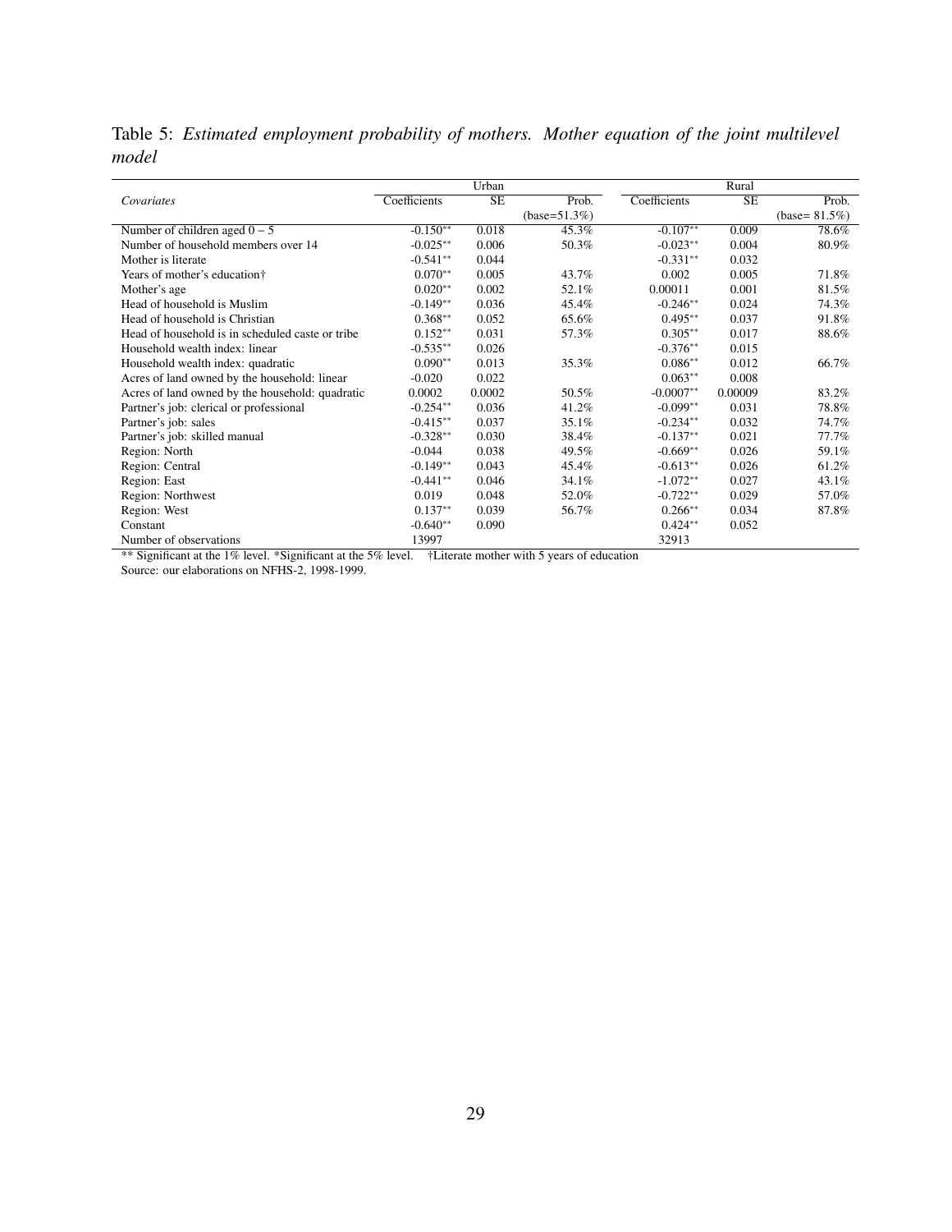Table 5: *Estimated employment probability of mothers. Mother equation of the joint multilevel model*

| *Covariates* | Urban | | | Rural | | |
|---|---|---|---|---|---|---|
| | Coefficients | SE | Prob. (base=51.3%) | Coefficients | SE | Prob. (base= 81.5%) |
| Number of children aged $0-5$ | -0.150** | 0.018 | 45.3% | -0.107** | 0.009 | 78.6% |
| Number of household members over 14 | -0.025** | 0.006 | 50.3% | -0.023** | 0.004 | 80.9% |
| Mother is literate | -0.541** | 0.044 | | -0.331** | 0.032 | |
| Years of mother's education† | 0.070** | 0.005 | 43.7% | 0.002 | 0.005 | 71.8% |
| Mother's age | 0.020** | 0.002 | 52.1% | 0.00011 | 0.001 | 81.5% |
| Head of household is Muslim | -0.149** | 0.036 | 45.4% | -0.246** | 0.024 | 74.3% |
| Head of household is Christian | 0.368** | 0.052 | 65.6% | 0.495** | 0.037 | 91.8% |
| Head of household is in scheduled caste or tribe | 0.152** | 0.031 | 57.3% | 0.305** | 0.017 | 88.6% |
| Household wealth index: linear | -0.535** | 0.026 | | -0.376** | 0.015 | |
| Household wealth index: quadratic | 0.090** | 0.013 | 35.3% | 0.086** | 0.012 | 66.7% |
| Acres of land owned by the household: linear | -0.020 | 0.022 | | 0.063** | 0.008 | |
| Acres of land owned by the household: quadratic | 0.0002 | 0.0002 | 50.5% | -0.0007** | 0.00009 | 83.2% |
| Partner's job: clerical or professional | -0.254** | 0.036 | 41.2% | -0.099** | 0.031 | 78.8% |
| Partner's job: sales | -0.415** | 0.037 | 35.1% | -0.234** | 0.032 | 74.7% |
| Partner's job: skilled manual | -0.328** | 0.030 | 38.4% | -0.137** | 0.021 | 77.7% |
| Region: North | -0.044 | 0.038 | 49.5% | -0.669** | 0.026 | 59.1% |
| Region: Central | -0.149** | 0.043 | 45.4% | -0.613** | 0.026 | 61.2% |
| Region: East | -0.441** | 0.046 | 34.1% | -1.072** | 0.027 | 43.1% |
| Region: Northwest | 0.019 | 0.048 | 52.0% | -0.722** | 0.029 | 57.0% |
| Region: West | 0.137** | 0.039 | 56.7% | 0.266** | 0.034 | 87.8% |
| Constant | -0.640** | 0.090 | | 0.424** | 0.052 | |
| Number of observations | 13997 | | | 32913 | | |

** Significant at the 1% level. *Significant at the 5% level. †Literate mother with 5 years of education

Source: our elaborations on NFHS-2, 1998-1999.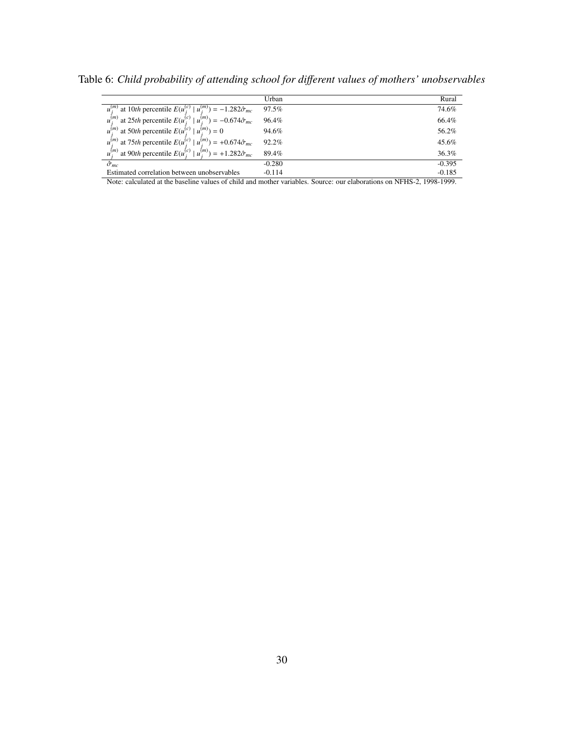Table 6: *Child probability of attending school for different values of mothers' unobservables*

| | Urban | Rural |
|---|---|---|
| $u_j^{(m)}$ at 10*th* percentile $E(u_j^{(c)} \mid u_j^{(m)}) = -1.282\hat{\sigma}_{mc}$ | 97.5% | 74.6% |
| $u_j^{(m)}$ at 25*th* percentile $E(u_j^{(c)} \mid u_j^{(m)}) = -0.674\hat{\sigma}_{mc}$ | 96.4% | 66.4% |
| $u_j^{(m)}$ at 50*th* percentile $E(u_j^{(c)} \mid u_j^{(m)}) = 0$ | 94.6% | 56.2% |
| $u_j^{(m)}$ at 75*th* percentile $E(u_j^{(c)} \mid u_j^{(m)}) = +0.674\hat{\sigma}_{mc}$ | 92.2% | 45.6% |
| $u_j^{(m)}$ at 90*th* percentile $E(u_j^{(c)} \mid u_j^{(m)}) = +1.282\hat{\sigma}_{mc}$ | 89.4% | 36.3% |
| $\hat{\sigma}_{mc}$ | -0.280 | -0.395 |
| Estimated correlation between unobservables | -0.114 | -0.185 |

Note: calculated at the baseline values of child and mother variables. Source: our elaborations on NFHS-2, 1998-1999.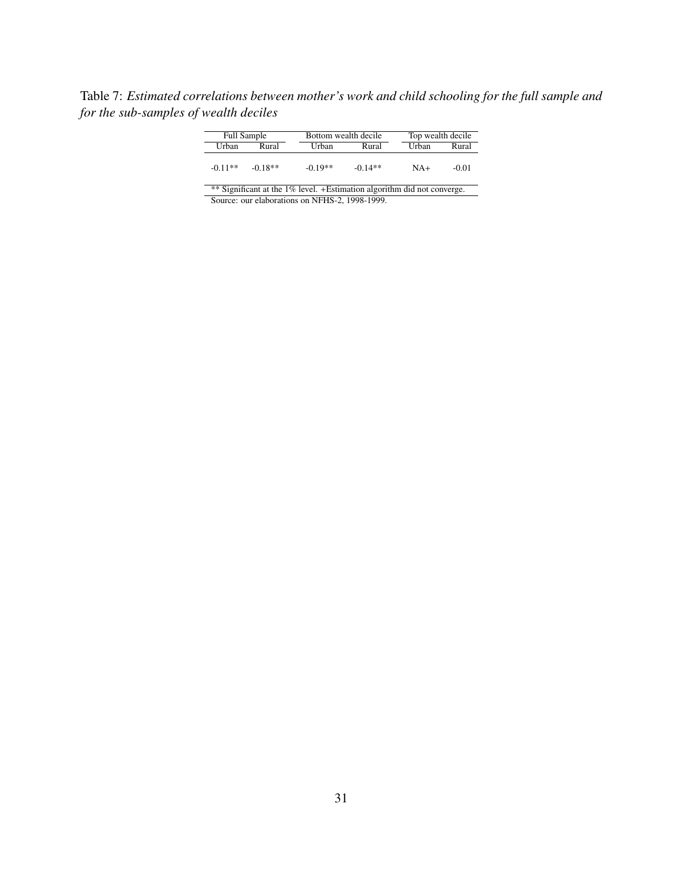Table 7: *Estimated correlations between mother's work and child schooling for the full sample and for the sub-samples of wealth deciles*

| Full Sample | | Bottom wealth decile | | Top wealth decile | |
|---|---|---|---|---|---|
| Urban | Rural | Urban | Rural | Urban | Rural |
| -0.11** | -0.18** | -0.19** | -0.14** | NA+ | -0.01 |

** Significant at the 1% level. +Estimation algorithm did not converge.

Source: our elaborations on NFHS-2, 1998-1999.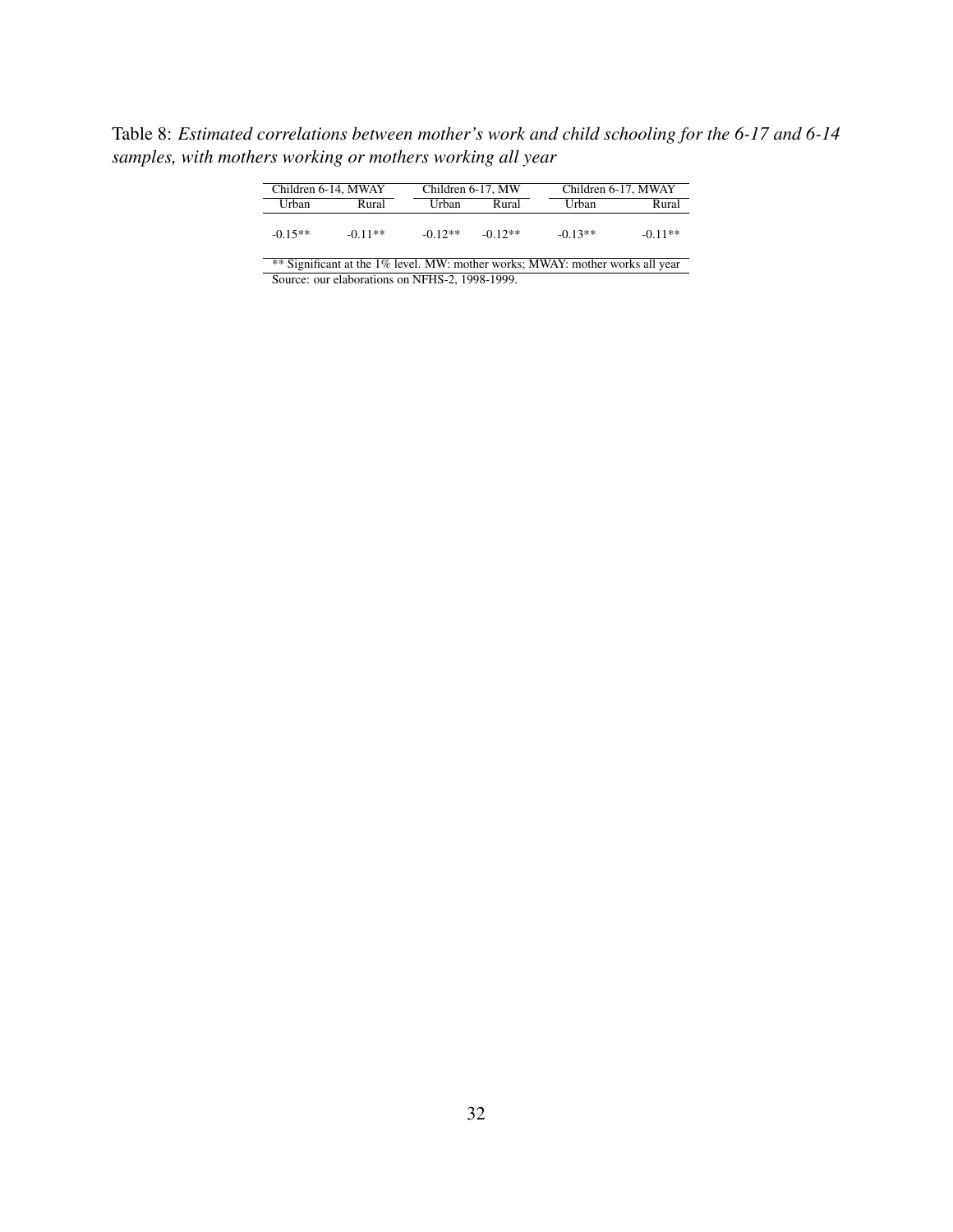Table 8: *Estimated correlations between mother's work and child schooling for the 6-17 and 6-14 samples, with mothers working or mothers working all year*

| Children 6-14, MWAY | | Children 6-17, MW | | Children 6-17, MWAY | |
|---|---|---|---|---|---|
| Urban | Rural | Urban | Rural | Urban | Rural |
| -0.15** | -0.11** | -0.12** | -0.12** | -0.13** | -0.11** |

** Significant at the 1% level. MW: mother works; MWAY: mother works all year

Source: our elaborations on NFHS-2, 1998-1999.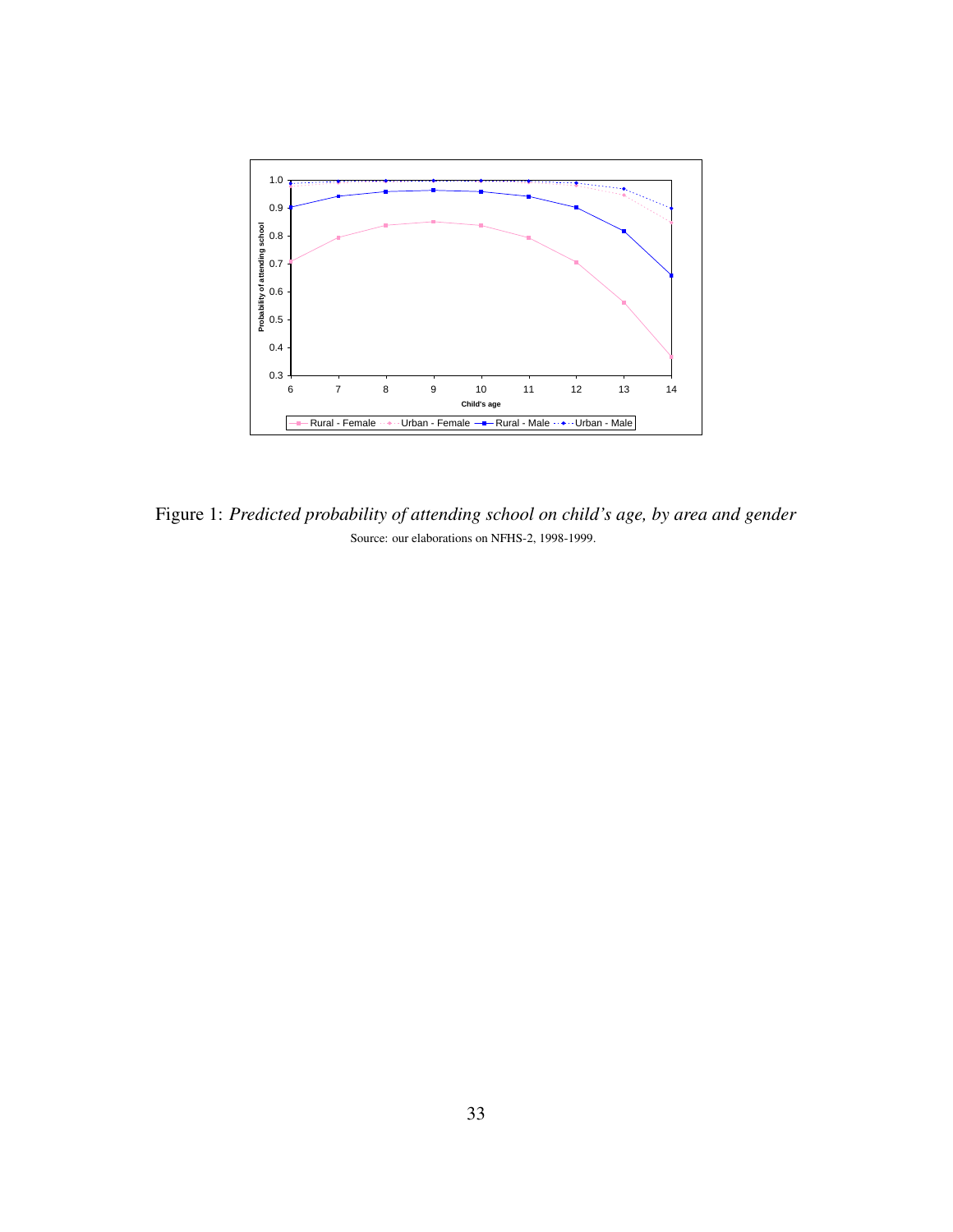Figure 1: *Predicted probability of attending school on child's age, by area and gender*

Source: our elaborations on NFHS-2, 1998-1999.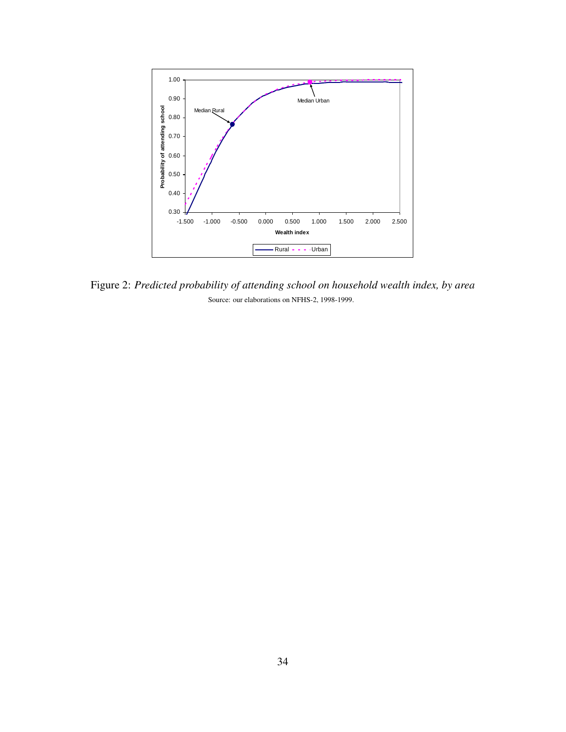Figure 2: *Predicted probability of attending school on household wealth index, by area*

Source: our elaborations on NFHS-2, 1998-1999.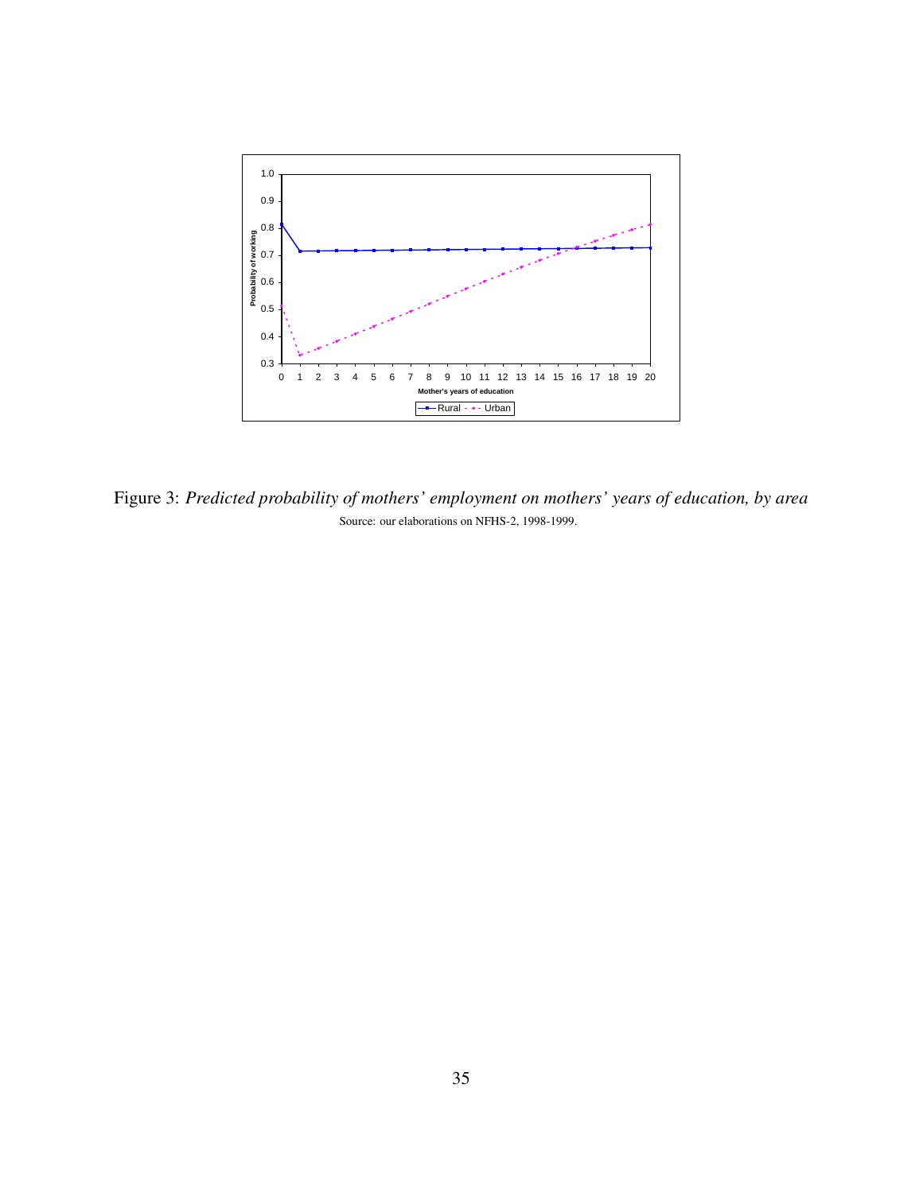Figure 3: *Predicted probability of mothers' employment on mothers' years of education, by area*

Source: our elaborations on NFHS-2, 1998-1999.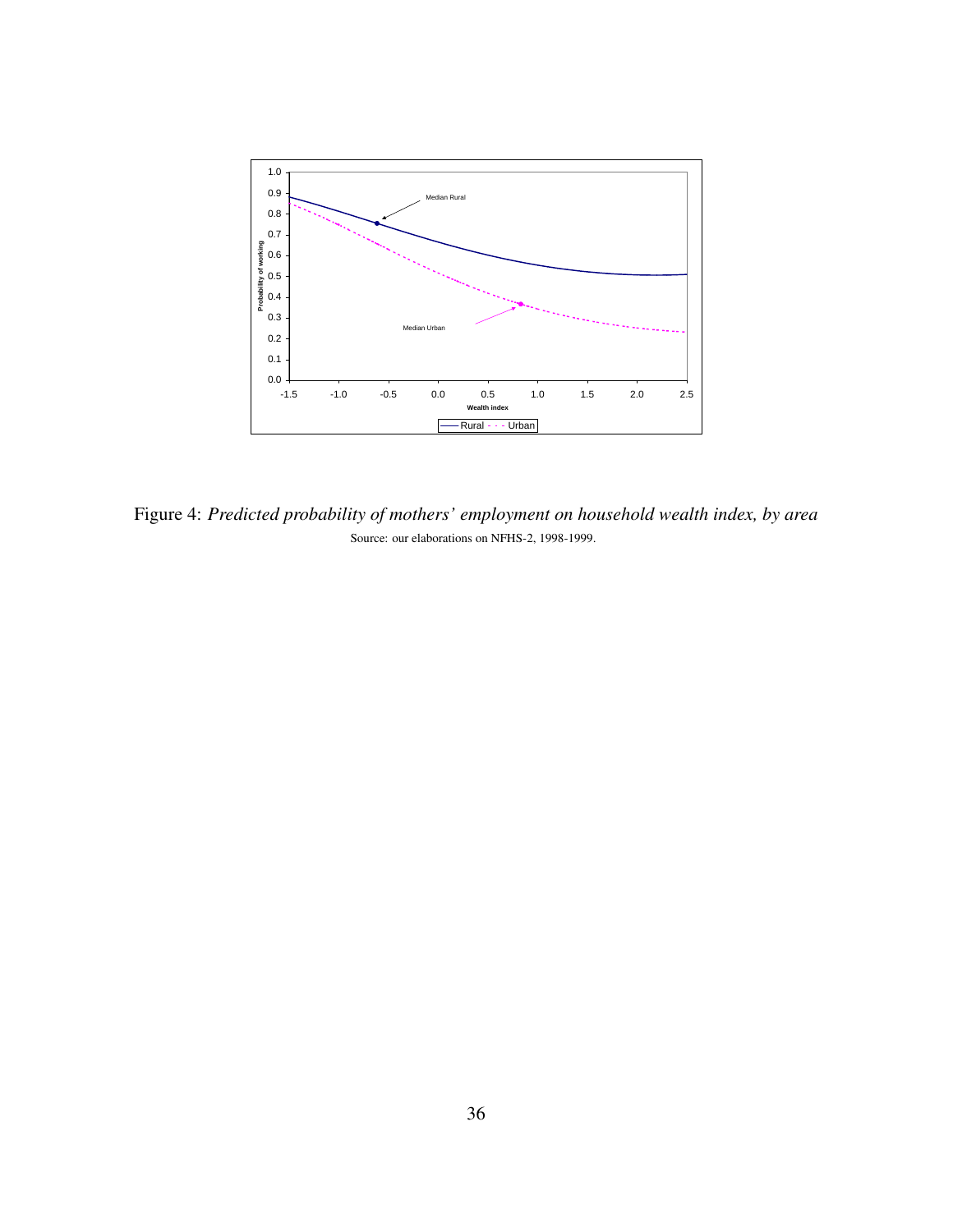Figure 4: *Predicted probability of mothers' employment on household wealth index, by area*

Source: our elaborations on NFHS-2, 1998-1999.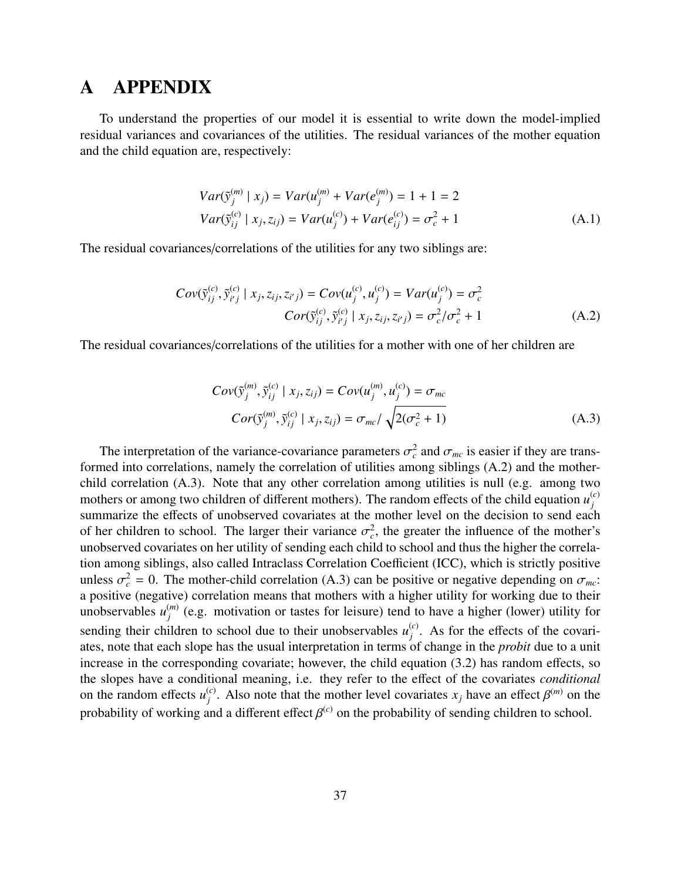# A APPENDIX

To understand the properties of our model it is essential to write down the model-implied residual variances and covariances of the utilities. The residual variances of the mother equation and the child equation are, respectively:

$$
\begin{aligned}
Var(\tilde{y}_j^{(m)} \mid x_j) &= Var(u_j^{(m)} + Var(e_j^{(m)}) = 1 + 1 = 2 \\
Var(\tilde{y}_{ij}^{(c)} \mid x_j, z_{ij}) &= Var(u_j^{(c)}) + Var(e_{ij}^{(c)}) = \sigma_c^2 + 1
\end{aligned}
\tag{A.1}
$$

The residual covariances/correlations of the utilities for any two siblings are:

$$
\begin{aligned}
Cov(\tilde{y}_{ij}^{(c)}, \tilde{y}_{i'j}^{(c)} \mid x_j, z_{ij}, z_{i'j}) = Cov(u_j^{(c)}, u_j^{(c)}) = Var(u_j^{(c)}) = \sigma_c^2 \\
Cor(\tilde{y}_{ij}^{(c)}, \tilde{y}_{i'j}^{(c)} \mid x_j, z_{ij}, z_{i'j}) = \sigma_c^2 / \sigma_c^2 + 1
\end{aligned}
\tag{A.2}
$$

The residual covariances/correlations of the utilities for a mother with one of her children are

$$
\begin{aligned}
Cov(\tilde{y}_j^{(m)}, \tilde{y}_{ij}^{(c)} \mid x_j, z_{ij}) = Cov(u_j^{(m)}, u_j^{(c)}) = \sigma_{mc} \\
Cor(\tilde{y}_j^{(m)}, \tilde{y}_{ij}^{(c)} \mid x_j, z_{ij}) = \sigma_{mc} / \sqrt{2(\sigma_c^2 + 1)}
\end{aligned}
\tag{A.3}
$$

The interpretation of the variance-covariance parameters $\sigma_c^2$ and $\sigma_{mc}$ is easier if they are transformed into correlations, namely the correlation of utilities among siblings (A.2) and the mother-child correlation (A.3). Note that any other correlation among utilities is null (e.g. among two mothers or among two children of different mothers). The random effects of the child equation $u_j^{(c)}$ summarize the effects of unobserved covariates at the mother level on the decision to send each of her children to school. The larger their variance $\sigma_c^2$, the greater the influence of the mother's unobserved covariates on her utility of sending each child to school and thus the higher the correlation among siblings, also called Intraclass Correlation Coefficient (ICC), which is strictly positive unless $\sigma_c^2 = 0$. The mother-child correlation (A.3) can be positive or negative depending on $\sigma_{mc}$: a positive (negative) correlation means that mothers with a higher utility for working due to their unobservables $u_j^{(m)}$ (e.g. motivation or tastes for leisure) tend to have a higher (lower) utility for sending their children to school due to their unobservables $u_j^{(c)}$. As for the effects of the covariates, note that each slope has the usual interpretation in terms of change in the *probit* due to a unit increase in the corresponding covariate; however, the child equation (3.2) has random effects, so the slopes have a conditional meaning, i.e. they refer to the effect of the covariates *conditional* on the random effects $u_j^{(c)}$. Also note that the mother level covariates $x_j$ have an effect $\beta^{(m)}$ on the probability of working and a different effect $\beta^{(c)}$ on the probability of sending children to school.